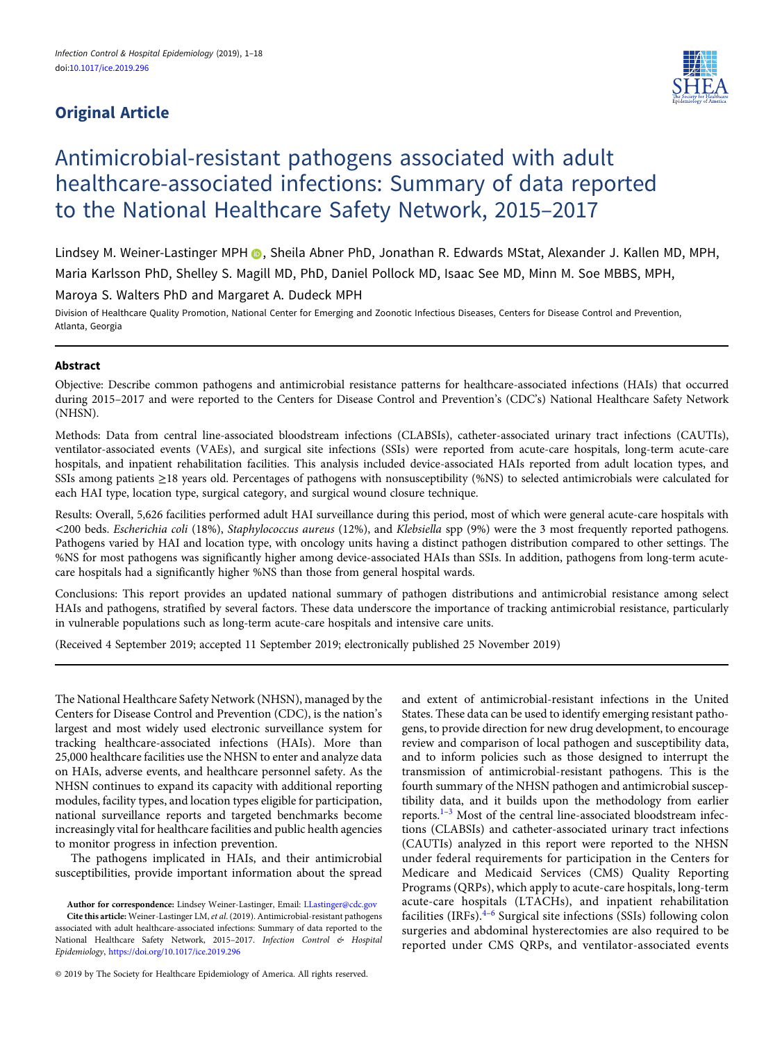## Original Article

# Antimicrobial-resistant pathogens associated with adult healthcare-associated infections: Summary of data reported to the National Healthcare Safety Network, 2015–2017

Lindsey M. Weiner-Lastinger MPH, Sheila Abner PhD, Jonathan R. Edwards MStat, Alexander J. Kallen MD, MPH, Maria Karlsson PhD, Shelley S. Magill MD, PhD, Daniel Pollock MD, Isaac See MD, Minn M. Soe MBBS, MPH, Maroya S. Walters PhD and Margaret A. Dudeck MPH

Division of Healthcare Quality Promotion, National Center for Emerging and Zoonotic Infectious Diseases, Centers for Disease Control and Prevention, Atlanta, Georgia

### Abstract

Objective: Describe common pathogens and antimicrobial resistance patterns for healthcare-associated infections (HAIs) that occurred during 2015–2017 and were reported to the Centers for Disease Control and Prevention's (CDC's) National Healthcare Safety Network (NHSN).

Methods: Data from central line-associated bloodstream infections (CLABSIs), catheter-associated urinary tract infections (CAUTIs), ventilator-associated events (VAEs), and surgical site infections (SSIs) were reported from acute-care hospitals, long-term acute-care hospitals, and inpatient rehabilitation facilities. This analysis included device-associated HAIs reported from adult location types, and SSIs among patients ≥18 years old. Percentages of pathogens with nonsusceptibility (%NS) to selected antimicrobials were calculated for each HAI type, location type, surgical category, and surgical wound closure technique.

Results: Overall, 5,626 facilities performed adult HAI surveillance during this period, most of which were general acute-care hospitals with <200 beds. *Escherichia coli* (18%), *Staphylococcus aureus* (12%), and *Klebsiella* spp (9%) were the 3 most frequently reported pathogens. Pathogens varied by HAI and location type, with oncology units having a distinct pathogen distribution compared to other settings. The %NS for most pathogens was significantly higher among device-associated HAIs than SSIs. In addition, pathogens from long-term acute-care hospitals had a significantly higher %NS than those from general hospital wards.

Conclusions: This report provides an updated national summary of pathogen distributions and antimicrobial resistance among select HAIs and pathogens, stratified by several factors. These data underscore the importance of tracking antimicrobial resistance, particularly in vulnerable populations such as long-term acute-care hospitals and intensive care units.

(Received 4 September 2019; accepted 11 September 2019; electronically published 25 November 2019)

The National Healthcare Safety Network (NHSN), managed by the Centers for Disease Control and Prevention (CDC), is the nation's largest and most widely used electronic surveillance system for tracking healthcare-associated infections (HAIs). More than 25,000 healthcare facilities use the NHSN to enter and analyze data on HAIs, adverse events, and healthcare personnel safety. As the NHSN continues to expand its capacity with additional reporting modules, facility types, and location types eligible for participation, national surveillance reports and targeted benchmarks become increasingly vital for healthcare facilities and public health agencies to monitor progress in infection prevention.

The pathogens implicated in HAIs, and their antimicrobial susceptibilities, provide important information about the spread and extent of antimicrobial-resistant infections in the United States. These data can be used to identify emerging resistant pathogens, to provide direction for new drug development, to encourage review and comparison of local pathogen and susceptibility data, and to inform policies such as those designed to interrupt the transmission of antimicrobial-resistant pathogens. This is the fourth summary of the NHSN pathogen and antimicrobial susceptibility data, and it builds upon the methodology from earlier reports.[1–3] Most of the central line-associated bloodstream infections (CLABSIs) and catheter-associated urinary tract infections (CAUTIs) analyzed in this report were reported to the NHSN under federal requirements for participation in the Centers for Medicare and Medicaid Services (CMS) Quality Reporting Programs (QRPs), which apply to acute-care hospitals, long-term acute-care hospitals (LTACHs), and inpatient rehabilitation facilities (IRFs).[4–6] Surgical site infections (SSIs) following colon surgeries and abdominal hysterectomies are also required to be reported under CMS QRPs, and ventilator-associated events

**Author for correspondence:** Lindsey Weiner-Lastinger, Email: LLastinger@cdc.gov

**Cite this article:** Weiner-Lastinger LM, *et al.* (2019). Antimicrobial-resistant pathogens associated with adult healthcare-associated infections: Summary of data reported to the National Healthcare Safety Network, 2015–2017. *Infection Control & Hospital Epidemiology*, https://doi.org/10.1017/ice.2019.296

© 2019 by The Society for Healthcare Epidemiology of America. All rights reserved.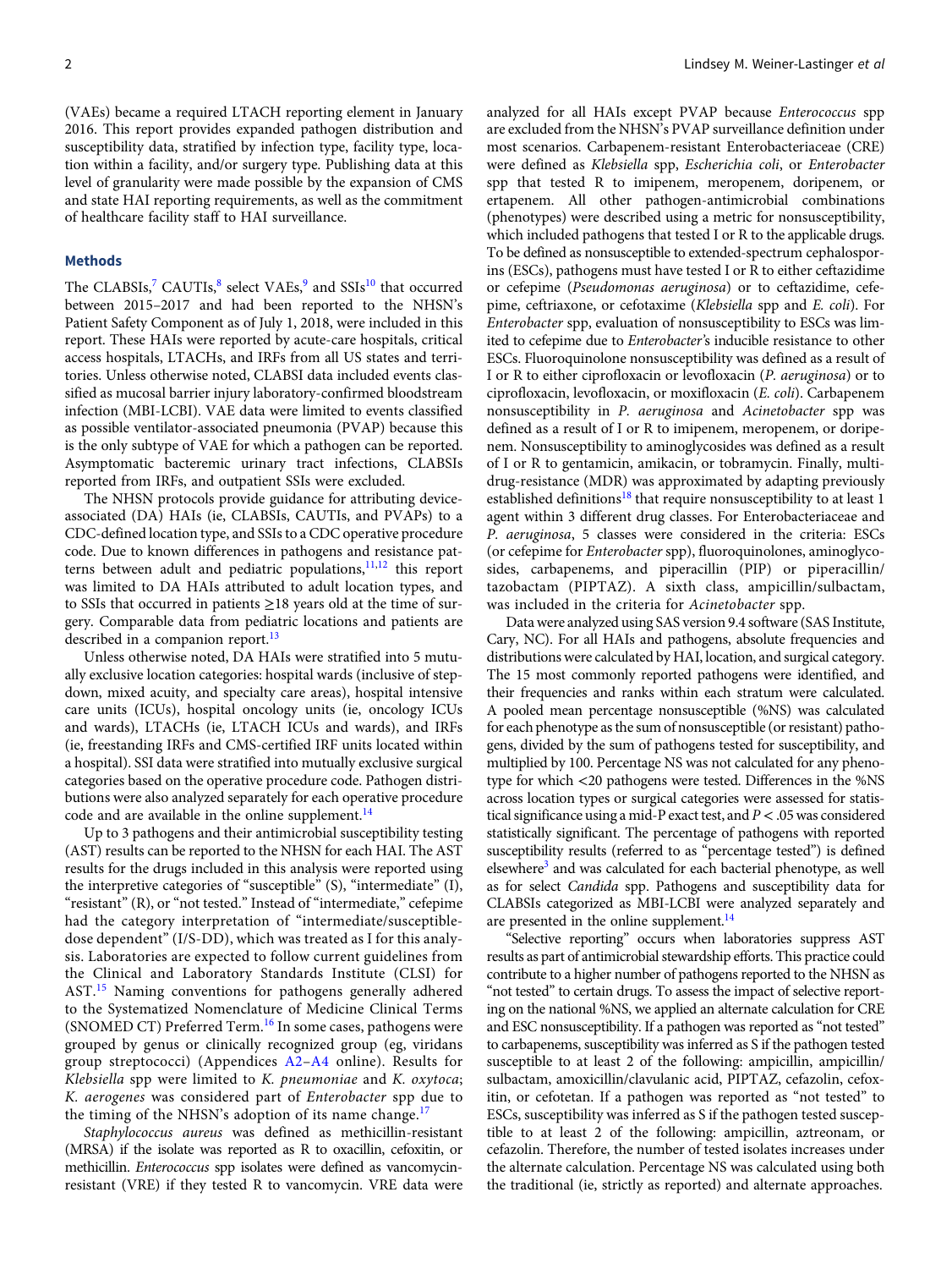(VAEs) became a required LTACH reporting element in January 2016. This report provides expanded pathogen distribution and susceptibility data, stratified by infection type, facility type, location within a facility, and/or surgery type. Publishing data at this level of granularity were made possible by the expansion of CMS and state HAI reporting requirements, as well as the commitment of healthcare facility staff to HAI surveillance.

## Methods

The CLABSIs,[7] CAUTIs,[8] select VAEs,[9] and SSIs[10] that occurred between 2015–2017 and had been reported to the NHSN's Patient Safety Component as of July 1, 2018, were included in this report. These HAIs were reported by acute-care hospitals, critical access hospitals, LTACHs, and IRFs from all US states and territories. Unless otherwise noted, CLABSI data included events classified as mucosal barrier injury laboratory-confirmed bloodstream infection (MBI-LCBI). VAE data were limited to events classified as possible ventilator-associated pneumonia (PVAP) because this is the only subtype of VAE for which a pathogen can be reported. Asymptomatic bacteremic urinary tract infections, CLABSIs reported from IRFs, and outpatient SSIs were excluded.

The NHSN protocols provide guidance for attributing device-associated (DA) HAIs (ie, CLABSIs, CAUTIs, and PVAPs) to a CDC-defined location type, and SSIs to a CDC operative procedure code. Due to known differences in pathogens and resistance patterns between adult and pediatric populations,[11,12] this report was limited to DA HAIs attributed to adult location types, and to SSIs that occurred in patients ≥18 years old at the time of surgery. Comparable data from pediatric locations and patients are described in a companion report.[13]

Unless otherwise noted, DA HAIs were stratified into 5 mutually exclusive location categories: hospital wards (inclusive of step-down, mixed acuity, and specialty care areas), hospital intensive care units (ICUs), hospital oncology units (ie, oncology ICUs and wards), LTACHs (ie, LTACH ICUs and wards), and IRFs (ie, freestanding IRFs and CMS-certified IRF units located within a hospital). SSI data were stratified into mutually exclusive surgical categories based on the operative procedure code. Pathogen distributions were also analyzed separately for each operative procedure code and are available in the online supplement.[14]

Up to 3 pathogens and their antimicrobial susceptibility testing (AST) results can be reported to the NHSN for each HAI. The AST results for the drugs included in this analysis were reported using the interpretive categories of "susceptible" (S), "intermediate" (I), "resistant" (R), or "not tested." Instead of "intermediate," cefepime had the category interpretation of "intermediate/susceptible-dose dependent" (I/S-DD), which was treated as I for this analysis. Laboratories are expected to follow current guidelines from the Clinical and Laboratory Standards Institute (CLSI) for AST.[15] Naming conventions for pathogens generally adhered to the Systematized Nomenclature of Medicine Clinical Terms (SNOMED CT) Preferred Term.[16] In some cases, pathogens were grouped by genus or clinically recognized group (eg, viridans group streptococci) (Appendices A2–A4 online). Results for *Klebsiella* spp were limited to *K. pneumoniae* and *K. oxytoca*; *K. aerogenes* was considered part of *Enterobacter* spp due to the timing of the NHSN's adoption of its name change.[17]

*Staphylococcus aureus* was defined as methicillin-resistant (MRSA) if the isolate was reported as R to oxacillin, cefoxitin, or methicillin. *Enterococcus* spp isolates were defined as vancomycin-resistant (VRE) if they tested R to vancomycin. VRE data were analyzed for all HAIs except PVAP because *Enterococcus* spp are excluded from the NHSN's PVAP surveillance definition under most scenarios. Carbapenem-resistant Enterobacteriaceae (CRE) were defined as *Klebsiella* spp, *Escherichia coli*, or *Enterobacter* spp that tested R to imipenem, meropenem, doripenem, or ertapenem. All other pathogen-antimicrobial combinations (phenotypes) were described using a metric for nonsusceptibility, which included pathogens that tested I or R to the applicable drugs. To be defined as nonsusceptible to extended-spectrum cephalosporins (ESCs), pathogens must have tested I or R to either ceftazidime or cefepime (*Pseudomonas aeruginosa*) or to ceftazidime, cefepime, ceftriaxone, or cefotaxime (*Klebsiella* spp and *E. coli*). For *Enterobacter* spp, evaluation of nonsusceptibility to ESCs was limited to cefepime due to *Enterobacter*'s inducible resistance to other ESCs. Fluoroquinolone nonsusceptibility was defined as a result of I or R to either ciprofloxacin or levofloxacin (*P. aeruginosa*) or to ciprofloxacin, levofloxacin, or moxifloxacin (*E. coli*). Carbapenem nonsusceptibility in *P. aeruginosa* and *Acinetobacter* spp was defined as a result of I or R to imipenem, meropenem, or doripenem. Nonsusceptibility to aminoglycosides was defined as a result of I or R to gentamicin, amikacin, or tobramycin. Finally, multidrug-resistance (MDR) was approximated by adapting previously established definitions[18] that require nonsusceptibility to at least 1 agent within 3 different drug classes. For Enterobacteriaceae and *P. aeruginosa*, 5 classes were considered in the criteria: ESCs (or cefepime for *Enterobacter* spp), fluoroquinolones, aminoglycosides, carbapenems, and piperacillin (PIP) or piperacillin/tazobactam (PIPTAZ). A sixth class, ampicillin/sulbactam, was included in the criteria for *Acinetobacter* spp.

Data were analyzed using SAS version 9.4 software (SAS Institute, Cary, NC). For all HAIs and pathogens, absolute frequencies and distributions were calculated by HAI, location, and surgical category. The 15 most commonly reported pathogens were identified, and their frequencies and ranks within each stratum were calculated. A pooled mean percentage nonsusceptible (%NS) was calculated for each phenotype as the sum of nonsusceptible (or resistant) pathogens, divided by the sum of pathogens tested for susceptibility, and multiplied by 100. Percentage NS was not calculated for any phenotype for which <20 pathogens were tested. Differences in the %NS across location types or surgical categories were assessed for statistical significance using a mid-P exact test, and $P < .05$ was considered statistically significant. The percentage of pathogens with reported susceptibility results (referred to as "percentage tested") is defined elsewhere[3] and was calculated for each bacterial phenotype, as well as for select *Candida* spp. Pathogens and susceptibility data for CLABSIs categorized as MBI-LCBI were analyzed separately and are presented in the online supplement.[14]

"Selective reporting" occurs when laboratories suppress AST results as part of antimicrobial stewardship efforts. This practice could contribute to a higher number of pathogens reported to the NHSN as "not tested" to certain drugs. To assess the impact of selective reporting on the national %NS, we applied an alternate calculation for CRE and ESC nonsusceptibility. If a pathogen was reported as "not tested" to carbapenems, susceptibility was inferred as S if the pathogen tested susceptible to at least 2 of the following: ampicillin, ampicillin/sulbactam, amoxicillin/clavulanic acid, PIPTAZ, cefazolin, cefoxitin, or cefotetan. If a pathogen was reported as "not tested" to ESCs, susceptibility was inferred as S if the pathogen tested susceptible to at least 2 of the following: ampicillin, aztreonam, or cefazolin. Therefore, the number of tested isolates increases under the alternate calculation. Percentage NS was calculated using both the traditional (ie, strictly as reported) and alternate approaches.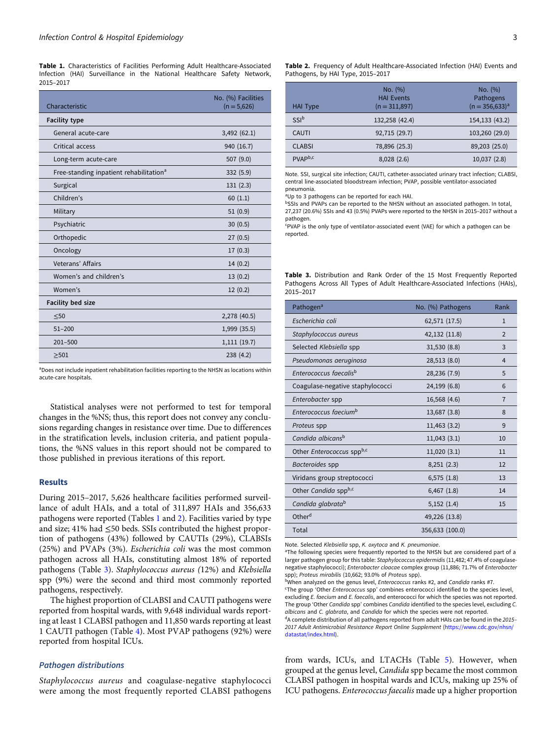**Table 1.** Characteristics of Facilities Performing Adult Healthcare-Associated Infection (HAI) Surveillance in the National Healthcare Safety Network, 2015–2017

| Characteristic | No. (%) Facilities (n = 5,626) |
|---|---|
| **Facility type** | |
| General acute-care | 3,492 (62.1) |
| Critical access | 940 (16.7) |
| Long-term acute-care | 507 (9.0) |
| Free-standing inpatient rehabilitation[a] | 332 (5.9) |
| Surgical | 131 (2.3) |
| Children's | 60 (1.1) |
| Military | 51 (0.9) |
| Psychiatric | 30 (0.5) |
| Orthopedic | 27 (0.5) |
| Oncology | 17 (0.3) |
| Veterans' Affairs | 14 (0.2) |
| Women's and children's | 13 (0.2) |
| Women's | 12 (0.2) |
| **Facility bed size** | |
| ≤50 | 2,278 (40.5) |
| 51–200 | 1,999 (35.5) |
| 201–500 | 1,111 (19.7) |
| ≥501 | 238 (4.2) |

[a]Does not include inpatient rehabilitation facilities reporting to the NHSN as locations within acute-care hospitals.

Statistical analyses were not performed to test for temporal changes in the %NS; thus, this report does not convey any conclusions regarding changes in resistance over time. Due to differences in the stratification levels, inclusion criteria, and patient populations, the %NS values in this report should not be compared to those published in previous iterations of this report.

## Results

During 2015–2017, 5,626 healthcare facilities performed surveillance of adult HAIs, and a total of 311,897 HAIs and 356,633 pathogens were reported (Tables 1 and 2). Facilities varied by type and size; 41% had ≤50 beds. SSIs contributed the highest proportion of pathogens (43%) followed by CAUTIs (29%), CLABSIs (25%) and PVAPs (3%). *Escherichia coli* was the most common pathogen across all HAIs, constituting almost 18% of reported pathogens (Table 3). *Staphylococcus aureus* (12%) and *Klebsiella* spp (9%) were the second and third most commonly reported pathogens, respectively.

The highest proportion of CLABSI and CAUTI pathogens were reported from hospital wards, with 9,648 individual wards reporting at least 1 CLABSI pathogen and 11,850 wards reporting at least 1 CAUTI pathogen (Table 4). Most PVAP pathogens (92%) were reported from hospital ICUs.

### *Pathogen distributions*

*Staphylococcus aureus* and coagulase-negative staphylococci were among the most frequently reported CLABSI pathogens

**Table 2.** Frequency of Adult Healthcare-Associated Infection (HAI) Events and Pathogens, by HAI Type, 2015–2017

| HAI Type | No. (%) HAI Events (n = 311,897) | No. (%) Pathogens (n = 356,633)[a] |
|---|---|---|
| SSI[b] | 132,258 (42.4) | 154,133 (43.2) |
| CAUTI | 92,715 (29.7) | 103,260 (29.0) |
| CLABSI | 78,896 (25.3) | 89,203 (25.0) |
| PVAP[b,c] | 8,028 (2.6) | 10,037 (2.8) |

Note. SSI, surgical site infection; CAUTI, catheter-associated urinary tract infection; CLABSI, central line-associated bloodstream infection; PVAP, possible ventilator-associated pneumonia.
[a]Up to 3 pathogens can be reported for each HAI.
[b]SSIs and PVAPs can be reported to the NHSN without an associated pathogen. In total, 27,237 (20.6%) SSIs and 43 (0.5%) PVAPs were reported to the NHSN in 2015–2017 without a pathogen.
[c]PVAP is the only type of ventilator-associated event (VAE) for which a pathogen can be reported.

**Table 3.** Distribution and Rank Order of the 15 Most Frequently Reported Pathogens Across All Types of Adult Healthcare-Associated Infections (HAIs), 2015–2017

| Pathogen[a] | No. (%) Pathogens | Rank |
|---|---|---|
| *Escherichia coli* | 62,571 (17.5) | 1 |
| *Staphylococcus aureus* | 42,132 (11.8) | 2 |
| Selected *Klebsiella* spp | 31,530 (8.8) | 3 |
| *Pseudomonas aeruginosa* | 28,513 (8.0) | 4 |
| *Enterococcus faecalis*[b] | 28,236 (7.9) | 5 |
| Coagulase-negative staphylococci | 24,199 (6.8) | 6 |
| *Enterobacter* spp | 16,568 (4.6) | 7 |
| *Enterococcus faecium*[b] | 13,687 (3.8) | 8 |
| *Proteus* spp | 11,463 (3.2) | 9 |
| *Candida albicans*[b] | 11,043 (3.1) | 10 |
| Other *Enterococcus* spp[b,c] | 11,020 (3.1) | 11 |
| *Bacteroides* spp | 8,251 (2.3) | 12 |
| Viridans group streptococci | 6,575 (1.8) | 13 |
| Other *Candida* spp[b,c] | 6,467 (1.8) | 14 |
| *Candida glabrata*[b] | 5,152 (1.4) | 15 |
| Other[d] | 49,226 (13.8) | |
| Total | 356,633 (100.0) | |

Note. Selected *Klebsiella* spp, *K. oxytoca* and *K. pneumoniae*.
[a]The following species were frequently reported to the NHSN but are considered part of a larger pathogen group for this table: *Staphylococcus epidermidis* (11,482; 47.4% of coagulase-negative staphylococci); *Enterobacter cloacae* complex group (11,886; 71.7% of *Enterobacter* spp); *Proteus mirabilis* (10,662; 93.0% of *Proteus* spp).
[b]When analyzed on the genus level, *Enterococcus* ranks #2, and *Candida* ranks #7.
[c]The group 'Other *Enterococcus* spp' combines enterococci identified to the species level, excluding *E. faecium* and *E. faecalis*, and enterococci for which the species was not reported. The group 'Other *Candida* spp' combines *Candida* identified to the species level, excluding *C. albicans* and *C. glabrata*, and *Candida* for which the species were not reported.
[d]A complete distribution of all pathogens reported from adult HAIs can be found in the *2015–2017 Adult Antimicrobial Resistance Report Online Supplement* (https://www.cdc.gov/nhsn/datastat/index.html).

from wards, ICUs, and LTACHs (Table 5). However, when grouped at the genus level, *Candida* spp became the most common CLABSI pathogen in hospital wards and ICUs, making up 25% of ICU pathogens. *Enterococcus faecalis* made up a higher proportion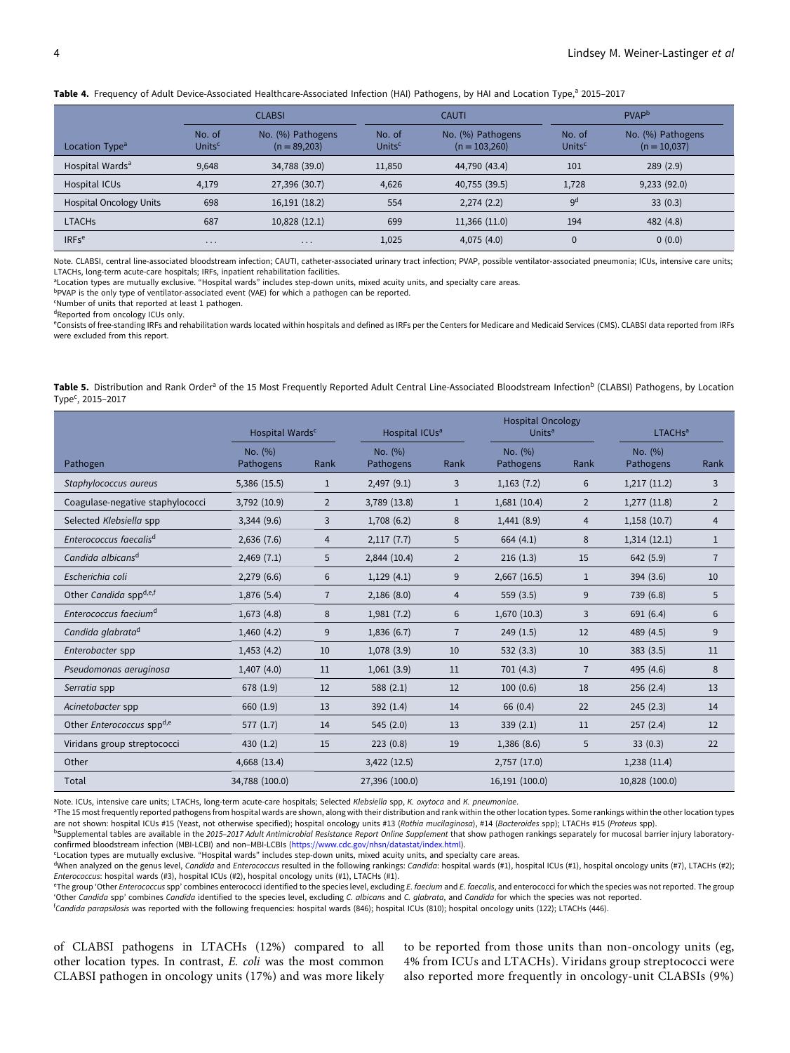**Table 4.** Frequency of Adult Device-Associated Healthcare-Associated Infection (HAI) Pathogens, by HAI and Location Type,[a] 2015–2017

| Location Type[a] | CLABSI | | CAUTI | | PVAP[b] | |
|---|---|---|---|---|---|---|
| | No. of Units[c] | No. (%) Pathogens (n = 89,203) | No. of Units[c] | No. (%) Pathogens (n = 103,260) | No. of Units[c] | No. (%) Pathogens (n = 10,037) |
| Hospital Wards[a] | 9,648 | 34,788 (39.0) | 11,850 | 44,790 (43.4) | 101 | 289 (2.9) |
| Hospital ICUs | 4,179 | 27,396 (30.7) | 4,626 | 40,755 (39.5) | 1,728 | 9,233 (92.0) |
| Hospital Oncology Units | 698 | 16,191 (18.2) | 554 | 2,274 (2.2) | 9[d] | 33 (0.3) |
| LTACHs | 687 | 10,828 (12.1) | 699 | 11,366 (11.0) | 194 | 482 (4.8) |
| IRFs[e] | ... | ... | 1,025 | 4,075 (4.0) | 0 | 0 (0.0) |

Note. CLABSI, central line-associated bloodstream infection; CAUTI, catheter-associated urinary tract infection; PVAP, possible ventilator-associated pneumonia; ICUs, intensive care units; LTACHs, long-term acute-care hospitals; IRFs, inpatient rehabilitation facilities.
[a]Location types are mutually exclusive. "Hospital wards" includes step-down units, mixed acuity units, and specialty care areas.
[b]PVAP is the only type of ventilator-associated event (VAE) for which a pathogen can be reported.
[c]Number of units that reported at least 1 pathogen.
[d]Reported from oncology ICUs only.
[e]Consists of free-standing IRFs and rehabilitation wards located within hospitals and defined as IRFs per the Centers for Medicare and Medicaid Services (CMS). CLABSI data reported from IRFs were excluded from this report.

**Table 5.** Distribution and Rank Order[a] of the 15 Most Frequently Reported Adult Central Line-Associated Bloodstream Infection[b] (CLABSI) Pathogens, by Location Type[c], 2015–2017

| Pathogen | Hospital Wards[c] | | Hospital ICUs[a] | | Hospital Oncology Units[a] | | LTACHs[a] | |
|---|---|---|---|---|---|---|---|---|
| | No. (%) Pathogens | Rank | No. (%) Pathogens | Rank | No. (%) Pathogens | Rank | No. (%) Pathogens | Rank |
| *Staphylococcus aureus* | 5,386 (15.5) | 1 | 2,497 (9.1) | 3 | 1,163 (7.2) | 6 | 1,217 (11.2) | 3 |
| Coagulase-negative staphylococci | 3,792 (10.9) | 2 | 3,789 (13.8) | 1 | 1,681 (10.4) | 2 | 1,277 (11.8) | 2 |
| Selected *Klebsiella* spp | 3,344 (9.6) | 3 | 1,708 (6.2) | 8 | 1,441 (8.9) | 4 | 1,158 (10.7) | 4 |
| *Enterococcus faecalis*[d] | 2,636 (7.6) | 4 | 2,117 (7.7) | 5 | 664 (4.1) | 8 | 1,314 (12.1) | 1 |
| *Candida albicans*[d] | 2,469 (7.1) | 5 | 2,844 (10.4) | 2 | 216 (1.3) | 15 | 642 (5.9) | 7 |
| *Escherichia coli* | 2,279 (6.6) | 6 | 1,129 (4.1) | 9 | 2,667 (16.5) | 1 | 394 (3.6) | 10 |
| Other *Candida* spp[d,e,f] | 1,876 (5.4) | 7 | 2,186 (8.0) | 4 | 559 (3.5) | 9 | 739 (6.8) | 5 |
| *Enterococcus faecium*[d] | 1,673 (4.8) | 8 | 1,981 (7.2) | 6 | 1,670 (10.3) | 3 | 691 (6.4) | 6 |
| *Candida glabrata*[d] | 1,460 (4.2) | 9 | 1,836 (6.7) | 7 | 249 (1.5) | 12 | 489 (4.5) | 9 |
| *Enterobacter* spp | 1,453 (4.2) | 10 | 1,078 (3.9) | 10 | 532 (3.3) | 10 | 383 (3.5) | 11 |
| *Pseudomonas aeruginosa* | 1,407 (4.0) | 11 | 1,061 (3.9) | 11 | 701 (4.3) | 7 | 495 (4.6) | 8 |
| *Serratia* spp | 678 (1.9) | 12 | 588 (2.1) | 12 | 100 (0.6) | 18 | 256 (2.4) | 13 |
| *Acinetobacter* spp | 660 (1.9) | 13 | 392 (1.4) | 14 | 66 (0.4) | 22 | 245 (2.3) | 14 |
| Other *Enterococcus* spp[d,e] | 577 (1.7) | 14 | 545 (2.0) | 13 | 339 (2.1) | 11 | 257 (2.4) | 12 |
| Viridans group streptococci | 430 (1.2) | 15 | 223 (0.8) | 19 | 1,386 (8.6) | 5 | 33 (0.3) | 22 |
| Other | 4,668 (13.4) | | 3,422 (12.5) | | 2,757 (17.0) | | 1,238 (11.4) | |
| Total | 34,788 (100.0) | | 27,396 (100.0) | | 16,191 (100.0) | | 10,828 (100.0) | |

Note. ICUs, intensive care units; LTACHs, long-term acute-care hospitals; Selected *Klebsiella* spp, *K. oxytoca* and *K. pneumoniae*.
[a]The 15 most frequently reported pathogens from hospital wards are shown, along with their distribution and rank within the other location types. Some rankings within the other location types are not shown: hospital ICUs #15 (Yeast, not otherwise specified); hospital oncology units #13 (*Rothia mucilaginosa*), #14 (*Bacteroides* spp); LTACHs #15 (*Proteus* spp).
[b]Supplemental tables are available in the *2015–2017 Adult Antimicrobial Resistance Report Online Supplement* that show pathogen rankings separately for mucosal barrier injury laboratory-confirmed bloodstream infection (MBI-LCBI) and non–MBI-LCBIs (https://www.cdc.gov/nhsn/datastat/index.html).
[c]Location types are mutually exclusive. "Hospital wards" includes step-down units, mixed acuity units, and specialty care areas.
[d]When analyzed on the genus level, *Candida* and *Enterococcus* resulted in the following rankings: *Candida*: hospital wards (#1), hospital ICUs (#1), hospital oncology units (#7), LTACHs (#2); *Enterococcus*: hospital wards (#3), hospital ICUs (#2), hospital oncology units (#1), LTACHs (#1).
[e]The group 'Other *Enterococcus* spp' combines enterococci identified to the species level, excluding *E. faecium* and *E. faecalis*, and enterococci for which the species was not reported. The group 'Other *Candida* spp' combines *Candida* identified to the species level, excluding *C. albicans* and *C. glabrata*, and *Candida* for which the species was not reported.
[f]*Candida parapsilosis* was reported with the following frequencies: hospital wards (846); hospital ICUs (810); hospital oncology units (122); LTACHs (446).

of CLABSI pathogens in LTACHs (12%) compared to all other location types. In contrast, *E. coli* was the most common CLABSI pathogen in oncology units (17%) and was more likely to be reported from those units than non-oncology units (eg, 4% from ICUs and LTACHs). Viridans group streptococci were also reported more frequently in oncology-unit CLABSIs (9%)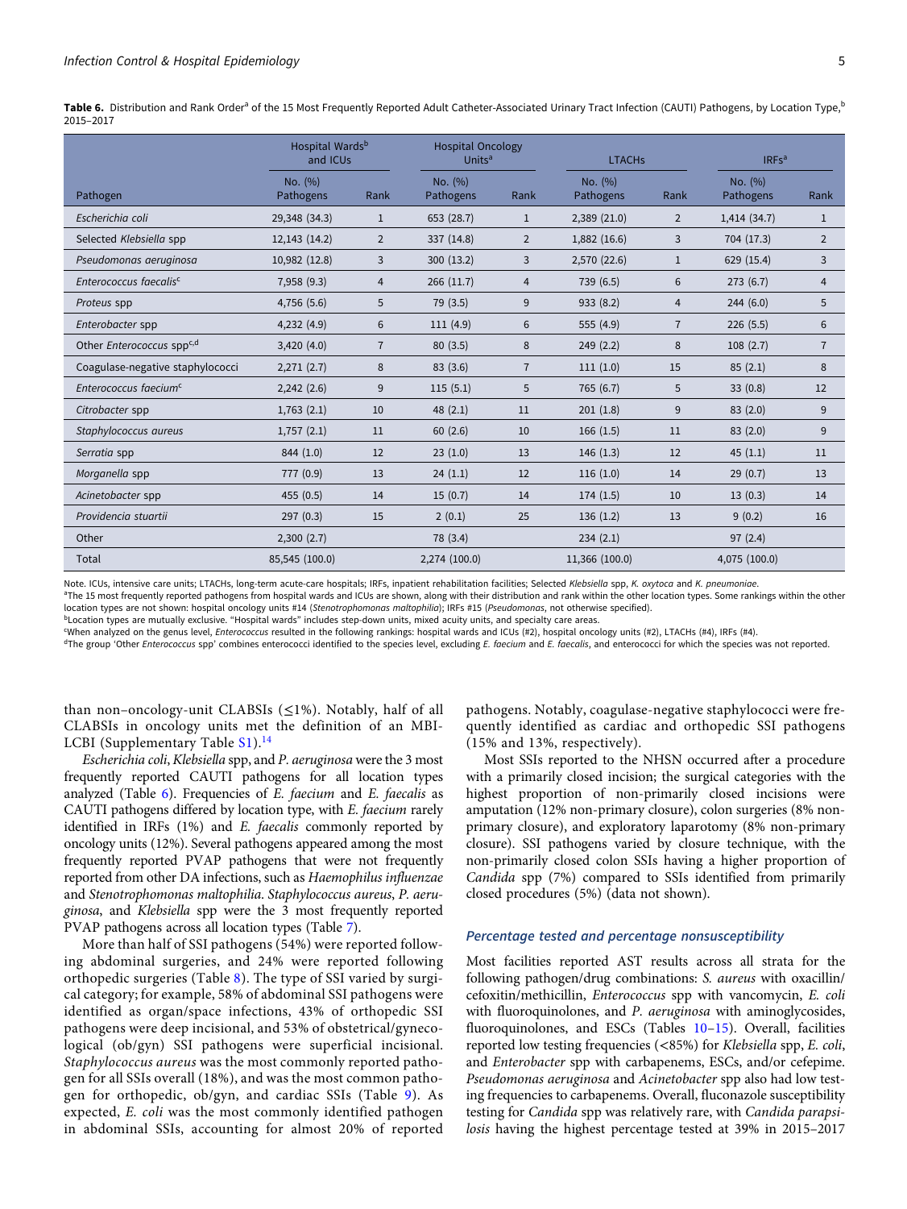**Table 6.** Distribution and Rank Order[a] of the 15 Most Frequently Reported Adult Catheter-Associated Urinary Tract Infection (CAUTI) Pathogens, by Location Type,[b] 2015–2017

| | Hospital Wards[b] and ICUs | | Hospital Oncology Units[a] | | LTACHs | | IRFs[a] | |
|---|---|---|---|---|---|---|---|---|
| Pathogen | No. (%) Pathogens | Rank | No. (%) Pathogens | Rank | No. (%) Pathogens | Rank | No. (%) Pathogens | Rank |
| *Escherichia coli* | 29,348 (34.3) | 1 | 653 (28.7) | 1 | 2,389 (21.0) | 2 | 1,414 (34.7) | 1 |
| Selected *Klebsiella* spp | 12,143 (14.2) | 2 | 337 (14.8) | 2 | 1,882 (16.6) | 3 | 704 (17.3) | 2 |
| *Pseudomonas aeruginosa* | 10,982 (12.8) | 3 | 300 (13.2) | 3 | 2,570 (22.6) | 1 | 629 (15.4) | 3 |
| *Enterococcus faecalis*[c] | 7,958 (9.3) | 4 | 266 (11.7) | 4 | 739 (6.5) | 6 | 273 (6.7) | 4 |
| *Proteus* spp | 4,756 (5.6) | 5 | 79 (3.5) | 9 | 933 (8.2) | 4 | 244 (6.0) | 5 |
| *Enterobacter* spp | 4,232 (4.9) | 6 | 111 (4.9) | 6 | 555 (4.9) | 7 | 226 (5.5) | 6 |
| Other *Enterococcus* spp[c,d] | 3,420 (4.0) | 7 | 80 (3.5) | 8 | 249 (2.2) | 8 | 108 (2.7) | 7 |
| Coagulase-negative staphylococci | 2,271 (2.7) | 8 | 83 (3.6) | 7 | 111 (1.0) | 15 | 85 (2.1) | 8 |
| *Enterococcus faecium*[c] | 2,242 (2.6) | 9 | 115 (5.1) | 5 | 765 (6.7) | 5 | 33 (0.8) | 12 |
| *Citrobacter* spp | 1,763 (2.1) | 10 | 48 (2.1) | 11 | 201 (1.8) | 9 | 83 (2.0) | 9 |
| *Staphylococcus aureus* | 1,757 (2.1) | 11 | 60 (2.6) | 10 | 166 (1.5) | 11 | 83 (2.0) | 9 |
| *Serratia* spp | 844 (1.0) | 12 | 23 (1.0) | 13 | 146 (1.3) | 12 | 45 (1.1) | 11 |
| *Morganella* spp | 777 (0.9) | 13 | 24 (1.1) | 12 | 116 (1.0) | 14 | 29 (0.7) | 13 |
| *Acinetobacter* spp | 455 (0.5) | 14 | 15 (0.7) | 14 | 174 (1.5) | 10 | 13 (0.3) | 14 |
| *Providencia stuartii* | 297 (0.3) | 15 | 2 (0.1) | 25 | 136 (1.2) | 13 | 9 (0.2) | 16 |
| Other | 2,300 (2.7) | | 78 (3.4) | | 234 (2.1) | | 97 (2.4) | |
| Total | 85,545 (100.0) | | 2,274 (100.0) | | 11,366 (100.0) | | 4,075 (100.0) | |

Note. ICUs, intensive care units; LTACHs, long-term acute-care hospitals; IRFs, inpatient rehabilitation facilities; Selected *Klebsiella* spp, *K. oxytoca* and *K. pneumoniae*.
[a]The 15 most frequently reported pathogens from hospital wards and ICUs are shown, along with their distribution and rank within the other location types. Some rankings within the other location types are not shown: hospital oncology units #14 (*Stenotrophomonas maltophilia*); IRFs #15 (*Pseudomonas*, not otherwise specified).
[b]Location types are mutually exclusive. "Hospital wards" includes step-down units, mixed acuity units, and specialty care areas.
[c]When analyzed on the genus level, *Enterococcus* resulted in the following rankings: hospital wards and ICUs (#2), hospital oncology units (#2), LTACHs (#4), IRFs (#4).
[d]The group 'Other *Enterococcus* spp' combines enterococci identified to the species level, excluding *E. faecium* and *E. faecalis*, and enterococci for which the species was not reported.

than non–oncology-unit CLABSIs (≤1%). Notably, half of all CLABSIs in oncology units met the definition of an MBI-LCBI (Supplementary Table S1).[14]

*Escherichia coli*, *Klebsiella* spp, and *P. aeruginosa* were the 3 most frequently reported CAUTI pathogens for all location types analyzed (Table 6). Frequencies of *E. faecium* and *E. faecalis* as CAUTI pathogens differed by location type, with *E. faecium* rarely identified in IRFs (1%) and *E. faecalis* commonly reported by oncology units (12%). Several pathogens appeared among the most frequently reported PVAP pathogens that were not frequently reported from other DA infections, such as *Haemophilus influenzae* and *Stenotrophomonas maltophilia*. *Staphylococcus aureus*, *P. aeruginosa*, and *Klebsiella* spp were the 3 most frequently reported PVAP pathogens across all location types (Table 7).

More than half of SSI pathogens (54%) were reported following abdominal surgeries, and 24% were reported following orthopedic surgeries (Table 8). The type of SSI varied by surgical category; for example, 58% of abdominal SSI pathogens were identified as organ/space infections, 43% of orthopedic SSI pathogens were deep incisional, and 53% of obstetrical/gynecological (ob/gyn) SSI pathogens were superficial incisional. *Staphylococcus aureus* was the most commonly reported pathogen for all SSIs overall (18%), and was the most common pathogen for orthopedic, ob/gyn, and cardiac SSIs (Table 9). As expected, *E. coli* was the most commonly identified pathogen in abdominal SSIs, accounting for almost 20% of reported pathogens. Notably, coagulase-negative staphylococci were frequently identified as cardiac and orthopedic SSI pathogens (15% and 13%, respectively).

Most SSIs reported to the NHSN occurred after a procedure with a primarily closed incision; the surgical categories with the highest proportion of non-primarily closed incisions were amputation (12% non-primary closure), colon surgeries (8% non-primary closure), and exploratory laparotomy (8% non-primary closure). SSI pathogens varied by closure technique, with the non-primarily closed colon SSIs having a higher proportion of *Candida* spp (7%) compared to SSIs identified from primarily closed procedures (5%) (data not shown).

### Percentage tested and percentage nonsusceptibility

Most facilities reported AST results across all strata for the following pathogen/drug combinations: *S. aureus* with oxacillin/cefoxitin/methicillin, *Enterococcus* spp with vancomycin, *E. coli* with fluoroquinolones, and *P. aeruginosa* with aminoglycosides, fluoroquinolones, and ESCs (Tables 10–15). Overall, facilities reported low testing frequencies (<85%) for *Klebsiella* spp, *E. coli*, and *Enterobacter* spp with carbapenems, ESCs, and/or cefepime. *Pseudomonas aeruginosa* and *Acinetobacter* spp also had low testing frequencies to carbapenems. Overall, fluconazole susceptibility testing for *Candida* spp was relatively rare, with *Candida parapsilosis* having the highest percentage tested at 39% in 2015–2017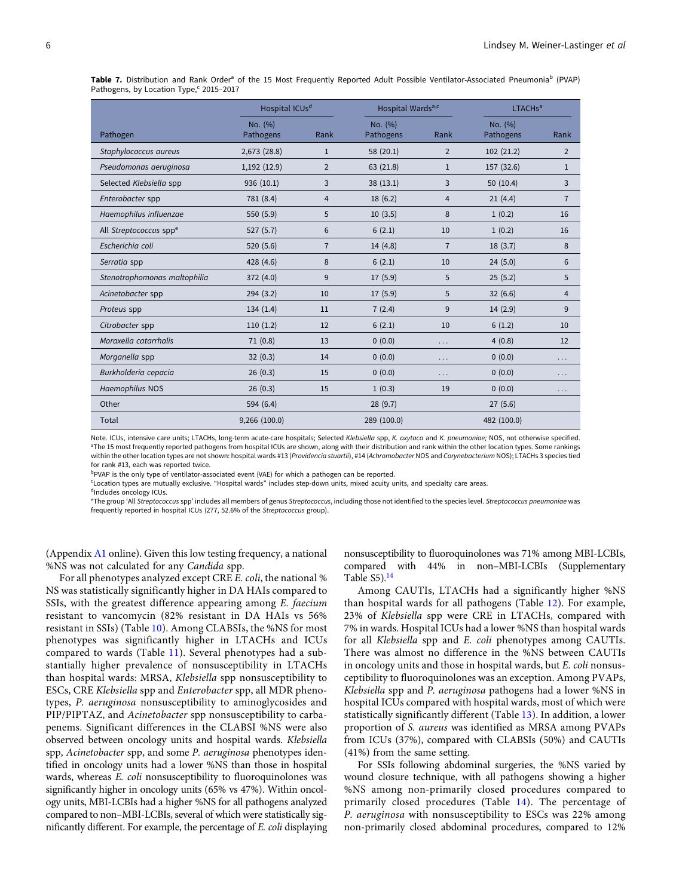**Table 7.** Distribution and Rank Order[a] of the 15 Most Frequently Reported Adult Possible Ventilator-Associated Pneumonia[b] (PVAP) Pathogens, by Location Type,[c] 2015–2017

| | Hospital ICUs[d] | | Hospital Wards[a,c] | | LTACHs[a] | |
|---|---|---|---|---|---|---|
| Pathogen | No. (%) Pathogens | Rank | No. (%) Pathogens | Rank | No. (%) Pathogens | Rank |
| *Staphylococcus aureus* | 2,673 (28.8) | 1 | 58 (20.1) | 2 | 102 (21.2) | 2 |
| *Pseudomonas aeruginosa* | 1,192 (12.9) | 2 | 63 (21.8) | 1 | 157 (32.6) | 1 |
| Selected *Klebsiella* spp | 936 (10.1) | 3 | 38 (13.1) | 3 | 50 (10.4) | 3 |
| *Enterobacter* spp | 781 (8.4) | 4 | 18 (6.2) | 4 | 21 (4.4) | 7 |
| *Haemophilus influenzae* | 550 (5.9) | 5 | 10 (3.5) | 8 | 1 (0.2) | 16 |
| All *Streptococcus* spp[e] | 527 (5.7) | 6 | 6 (2.1) | 10 | 1 (0.2) | 16 |
| *Escherichia coli* | 520 (5.6) | 7 | 14 (4.8) | 7 | 18 (3.7) | 8 |
| *Serratia* spp | 428 (4.6) | 8 | 6 (2.1) | 10 | 24 (5.0) | 6 |
| *Stenotrophomonas maltophilia* | 372 (4.0) | 9 | 17 (5.9) | 5 | 25 (5.2) | 5 |
| *Acinetobacter* spp | 294 (3.2) | 10 | 17 (5.9) | 5 | 32 (6.6) | 4 |
| *Proteus* spp | 134 (1.4) | 11 | 7 (2.4) | 9 | 14 (2.9) | 9 |
| *Citrobacter* spp | 110 (1.2) | 12 | 6 (2.1) | 10 | 6 (1.2) | 10 |
| *Moraxella catarrhalis* | 71 (0.8) | 13 | 0 (0.0) | ... | 4 (0.8) | 12 |
| *Morganella* spp | 32 (0.3) | 14 | 0 (0.0) | ... | 0 (0.0) | ... |
| *Burkholderia cepacia* | 26 (0.3) | 15 | 0 (0.0) | ... | 0 (0.0) | ... |
| *Haemophilus* NOS | 26 (0.3) | 15 | 1 (0.3) | 19 | 0 (0.0) | ... |
| Other | 594 (6.4) | | 28 (9.7) | | 27 (5.6) | |
| Total | 9,266 (100.0) | | 289 (100.0) | | 482 (100.0) | |

Note. ICUs, intensive care units; LTACHs, long-term acute-care hospitals; Selected *Klebsiella* spp, *K. oxytoca* and *K. pneumoniae;* NOS, not otherwise specified.
[a]The 15 most frequently reported pathogens from hospital ICUs are shown, along with their distribution and rank within the other location types. Some rankings within the other location types are not shown: hospital wards #13 (*Providencia stuartii*), #14 (*Achromobacter* NOS and *Corynebacterium* NOS); LTACHs 3 species tied for rank #13, each was reported twice.
[b]PVAP is the only type of ventilator-associated event (VAE) for which a pathogen can be reported.
[c]Location types are mutually exclusive. "Hospital wards" includes step-down units, mixed acuity units, and specialty care areas.
[d]Includes oncology ICUs.
[e]The group 'All *Streptococcus* spp' includes all members of genus *Streptococcus*, including those not identified to the species level. *Streptococcus pneumoniae* was frequently reported in hospital ICUs (277, 52.6% of the *Streptococcus* group).

(Appendix A1 online). Given this low testing frequency, a national %NS was not calculated for any *Candida* spp.

For all phenotypes analyzed except CRE *E. coli*, the national %NS was statistically significantly higher in DA HAIs compared to SSIs, with the greatest difference appearing among *E. faecium* resistant to vancomycin (82% resistant in DA HAIs vs 56% resistant in SSIs) (Table 10). Among CLABSIs, the %NS for most phenotypes was significantly higher in LTACHs and ICUs compared to wards (Table 11). Several phenotypes had a substantially higher prevalence of nonsusceptibility in LTACHs than hospital wards: MRSA, *Klebsiella* spp nonsusceptibility to ESCs, CRE *Klebsiella* spp and *Enterobacter* spp, all MDR phenotypes, *P. aeruginosa* nonsusceptibility to aminoglycosides and PIP/PIPTAZ, and *Acinetobacter* spp nonsusceptibility to carbapenems. Significant differences in the CLABSI %NS were also observed between oncology units and hospital wards. *Klebsiella* spp, *Acinetobacter* spp, and some *P. aeruginosa* phenotypes identified in oncology units had a lower %NS than those in hospital wards, whereas *E. coli* nonsusceptibility to fluoroquinolones was significantly higher in oncology units (65% vs 47%). Within oncology units, MBI-LCBIs had a higher %NS for all pathogens analyzed compared to non–MBI-LCBIs, several of which were statistically significantly different. For example, the percentage of *E. coli* displaying nonsusceptibility to fluoroquinolones was 71% among MBI-LCBIs, compared with 44% in non–MBI-LCBIs (Supplementary Table S5).[14]

Among CAUTIs, LTACHs had a significantly higher %NS than hospital wards for all pathogens (Table 12). For example, 23% of *Klebsiella* spp were CRE in LTACHs, compared with 7% in wards. Hospital ICUs had a lower %NS than hospital wards for all *Klebsiella* spp and *E. coli* phenotypes among CAUTIs. There was almost no difference in the %NS between CAUTIs in oncology units and those in hospital wards, but *E. coli* nonsusceptibility to fluoroquinolones was an exception. Among PVAPs, *Klebsiella* spp and *P. aeruginosa* pathogens had a lower %NS in hospital ICUs compared with hospital wards, most of which were statistically significantly different (Table 13). In addition, a lower proportion of *S. aureus* was identified as MRSA among PVAPs from ICUs (37%), compared with CLABSIs (50%) and CAUTIs (41%) from the same setting.

For SSIs following abdominal surgeries, the %NS varied by wound closure technique, with all pathogens showing a higher %NS among non-primarily closed procedures compared to primarily closed procedures (Table 14). The percentage of *P. aeruginosa* with nonsusceptibility to ESCs was 22% among non-primarily closed abdominal procedures, compared to 12%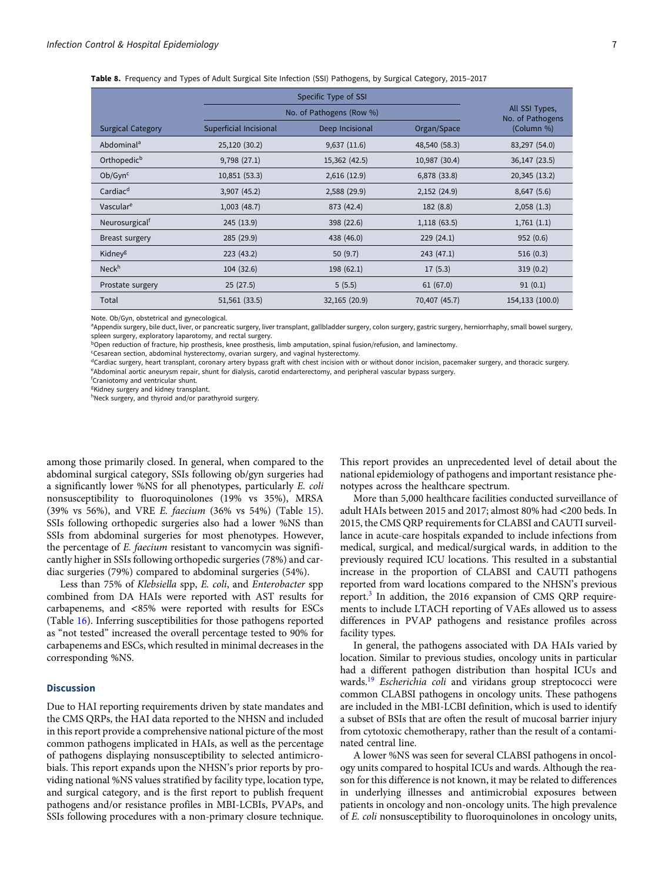**Table 8.** Frequency and Types of Adult Surgical Site Infection (SSI) Pathogens, by Surgical Category, 2015–2017

| | Specific Type of SSI | | | All SSI Types, No. of Pathogens (Column %) |
|---|---|---|---|---|
| | No. of Pathogens (Row %) | | | |
| Surgical Category | Superficial Incisional | Deep Incisional | Organ/Space | |
| Abdominal[a] | 25,120 (30.2) | 9,637 (11.6) | 48,540 (58.3) | 83,297 (54.0) |
| Orthopedic[b] | 9,798 (27.1) | 15,362 (42.5) | 10,987 (30.4) | 36,147 (23.5) |
| Ob/Gyn[c] | 10,851 (53.3) | 2,616 (12.9) | 6,878 (33.8) | 20,345 (13.2) |
| Cardiac[d] | 3,907 (45.2) | 2,588 (29.9) | 2,152 (24.9) | 8,647 (5.6) |
| Vascular[e] | 1,003 (48.7) | 873 (42.4) | 182 (8.8) | 2,058 (1.3) |
| Neurosurgical[f] | 245 (13.9) | 398 (22.6) | 1,118 (63.5) | 1,761 (1.1) |
| Breast surgery | 285 (29.9) | 438 (46.0) | 229 (24.1) | 952 (0.6) |
| Kidney[g] | 223 (43.2) | 50 (9.7) | 243 (47.1) | 516 (0.3) |
| Neck[h] | 104 (32.6) | 198 (62.1) | 17 (5.3) | 319 (0.2) |
| Prostate surgery | 25 (27.5) | 5 (5.5) | 61 (67.0) | 91 (0.1) |
| Total | 51,561 (33.5) | 32,165 (20.9) | 70,407 (45.7) | 154,133 (100.0) |

Note. Ob/Gyn, obstetrical and gynecological.
[a]Appendix surgery, bile duct, liver, or pancreatic surgery, liver transplant, gallbladder surgery, colon surgery, gastric surgery, herniorrhaphy, small bowel surgery, spleen surgery, exploratory laparotomy, and rectal surgery.
[b]Open reduction of fracture, hip prosthesis, knee prosthesis, limb amputation, spinal fusion/refusion, and laminectomy.
[c]Cesarean section, abdominal hysterectomy, ovarian surgery, and vaginal hysterectomy.
[d]Cardiac surgery, heart transplant, coronary artery bypass graft with chest incision with or without donor incision, pacemaker surgery, and thoracic surgery.
[e]Abdominal aortic aneurysm repair, shunt for dialysis, carotid endarterectomy, and peripheral vascular bypass surgery.
[f]Craniotomy and ventricular shunt.
[g]Kidney surgery and kidney transplant.
[h]Neck surgery, and thyroid and/or parathyroid surgery.

among those primarily closed. In general, when compared to the abdominal surgical category, SSIs following ob/gyn surgeries had a significantly lower %NS for all phenotypes, particularly *E. coli* nonsusceptibility to fluoroquinolones (19% vs 35%), MRSA (39% vs 56%), and VRE *E. faecium* (36% vs 54%) (Table 15). SSIs following orthopedic surgeries also had a lower %NS than SSIs from abdominal surgeries for most phenotypes. However, the percentage of *E. faecium* resistant to vancomycin was significantly higher in SSIs following orthopedic surgeries (78%) and cardiac surgeries (79%) compared to abdominal surgeries (54%).

Less than 75% of *Klebsiella* spp, *E. coli*, and *Enterobacter* spp combined from DA HAIs were reported with AST results for carbapenems, and <85% were reported with results for ESCs (Table 16). Inferring susceptibilities for those pathogens reported as "not tested" increased the overall percentage tested to 90% for carbapenems and ESCs, which resulted in minimal decreases in the corresponding %NS.

## Discussion

Due to HAI reporting requirements driven by state mandates and the CMS QRPs, the HAI data reported to the NHSN and included in this report provide a comprehensive national picture of the most common pathogens implicated in HAIs, as well as the percentage of pathogens displaying nonsusceptibility to selected antimicrobials. This report expands upon the NHSN's prior reports by providing national %NS values stratified by facility type, location type, and surgical category, and is the first report to publish frequent pathogens and/or resistance profiles in MBI-LCBIs, PVAPs, and SSIs following procedures with a non-primary closure technique. This report provides an unprecedented level of detail about the national epidemiology of pathogens and important resistance phenotypes across the healthcare spectrum.

More than 5,000 healthcare facilities conducted surveillance of adult HAIs between 2015 and 2017; almost 80% had <200 beds. In 2015, the CMS QRP requirements for CLABSI and CAUTI surveillance in acute-care hospitals expanded to include infections from medical, surgical, and medical/surgical wards, in addition to the previously required ICU locations. This resulted in a substantial increase in the proportion of CLABSI and CAUTI pathogens reported from ward locations compared to the NHSN's previous report.[3] In addition, the 2016 expansion of CMS QRP requirements to include LTACH reporting of VAEs allowed us to assess differences in PVAP pathogens and resistance profiles across facility types.

In general, the pathogens associated with DA HAIs varied by location. Similar to previous studies, oncology units in particular had a different pathogen distribution than hospital ICUs and wards.[19] *Escherichia coli* and viridans group streptococci were common CLABSI pathogens in oncology units. These pathogens are included in the MBI-LCBI definition, which is used to identify a subset of BSIs that are often the result of mucosal barrier injury from cytotoxic chemotherapy, rather than the result of a contaminated central line.

A lower %NS was seen for several CLABSI pathogens in oncology units compared to hospital ICUs and wards. Although the reason for this difference is not known, it may be related to differences in underlying illnesses and antimicrobial exposures between patients in oncology and non-oncology units. The high prevalence of *E. coli* nonsusceptibility to fluoroquinolones in oncology units,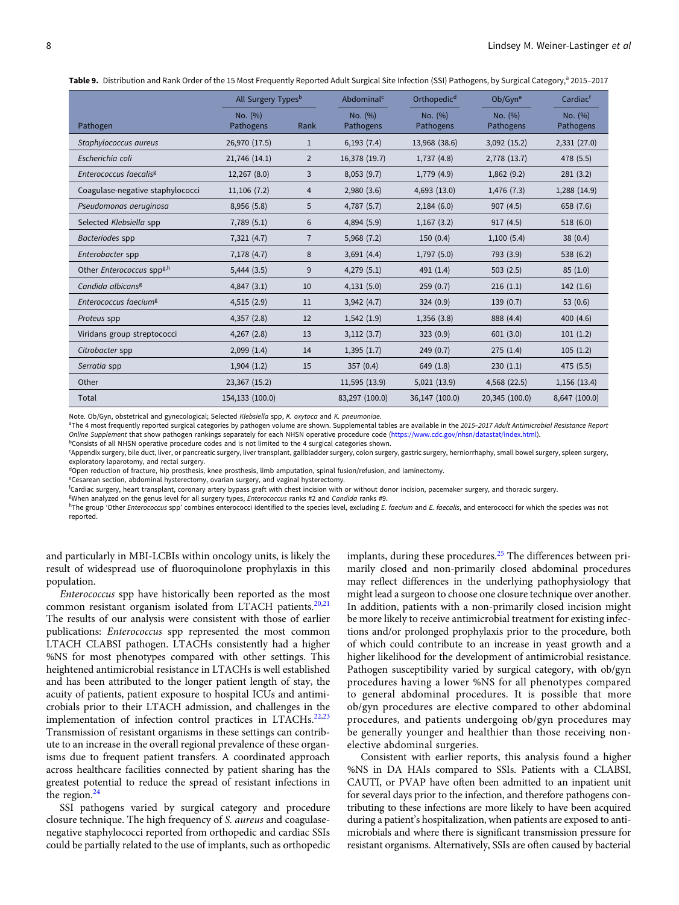**Table 9.** Distribution and Rank Order of the 15 Most Frequently Reported Adult Surgical Site Infection (SSI) Pathogens, by Surgical Category,[a] 2015–2017

| | All Surgery Types[b] | | Abdominal[c] | Orthopedic[d] | Ob/Gyn[e] | Cardiac[f] |
|---|---|---|---|---|---|---|
| Pathogen | No. (%) Pathogens | Rank | No. (%) Pathogens | No. (%) Pathogens | No. (%) Pathogens | No. (%) Pathogens |
| *Staphylococcus aureus* | 26,970 (17.5) | 1 | 6,193 (7.4) | 13,968 (38.6) | 3,092 (15.2) | 2,331 (27.0) |
| *Escherichia coli* | 21,746 (14.1) | 2 | 16,378 (19.7) | 1,737 (4.8) | 2,778 (13.7) | 478 (5.5) |
| *Enterococcus faecalis*[g] | 12,267 (8.0) | 3 | 8,053 (9.7) | 1,779 (4.9) | 1,862 (9.2) | 281 (3.2) |
| Coagulase-negative staphylococci | 11,106 (7.2) | 4 | 2,980 (3.6) | 4,693 (13.0) | 1,476 (7.3) | 1,288 (14.9) |
| *Pseudomonas aeruginosa* | 8,956 (5.8) | 5 | 4,787 (5.7) | 2,184 (6.0) | 907 (4.5) | 658 (7.6) |
| Selected *Klebsiella* spp | 7,789 (5.1) | 6 | 4,894 (5.9) | 1,167 (3.2) | 917 (4.5) | 518 (6.0) |
| *Bacteriodes* spp | 7,321 (4.7) | 7 | 5,968 (7.2) | 150 (0.4) | 1,100 (5.4) | 38 (0.4) |
| *Enterobacter* spp | 7,178 (4.7) | 8 | 3,691 (4.4) | 1,797 (5.0) | 793 (3.9) | 538 (6.2) |
| Other *Enterococcus* spp[g,h] | 5,444 (3.5) | 9 | 4,279 (5.1) | 491 (1.4) | 503 (2.5) | 85 (1.0) |
| *Candida albicans*[g] | 4,847 (3.1) | 10 | 4,131 (5.0) | 259 (0.7) | 216 (1.1) | 142 (1.6) |
| *Enterococcus faecium*[g] | 4,515 (2.9) | 11 | 3,942 (4.7) | 324 (0.9) | 139 (0.7) | 53 (0.6) |
| *Proteus* spp | 4,357 (2.8) | 12 | 1,542 (1.9) | 1,356 (3.8) | 888 (4.4) | 400 (4.6) |
| Viridans group streptococci | 4,267 (2.8) | 13 | 3,112 (3.7) | 323 (0.9) | 601 (3.0) | 101 (1.2) |
| *Citrobacter* spp | 2,099 (1.4) | 14 | 1,395 (1.7) | 249 (0.7) | 275 (1.4) | 105 (1.2) |
| *Serratia* spp | 1,904 (1.2) | 15 | 357 (0.4) | 649 (1.8) | 230 (1.1) | 475 (5.5) |
| Other | 23,367 (15.2) | | 11,595 (13.9) | 5,021 (13.9) | 4,568 (22.5) | 1,156 (13.4) |
| Total | 154,133 (100.0) | | 83,297 (100.0) | 36,147 (100.0) | 20,345 (100.0) | 8,647 (100.0) |

Note. Ob/Gyn, obstetrical and gynecological; Selected *Klebsiella* spp, *K. oxytoca* and *K. pneumoniae*.
[a]The 4 most frequently reported surgical categories by pathogen volume are shown. Supplemental tables are available in the *2015–2017 Adult Antimicrobial Resistance Report Online Supplement* that show pathogen rankings separately for each NHSN operative procedure code (https://www.cdc.gov/nhsn/datastat/index.html).
[b]Consists of all NHSN operative procedure codes and is not limited to the 4 surgical categories shown.
[c]Appendix surgery, bile duct, liver, or pancreatic surgery, liver transplant, gallbladder surgery, colon surgery, gastric surgery, herniorrhaphy, small bowel surgery, spleen surgery, exploratory laparotomy, and rectal surgery.
[d]Open reduction of fracture, hip prosthesis, knee prosthesis, limb amputation, spinal fusion/refusion, and laminectomy.
[e]Cesarean section, abdominal hysterectomy, ovarian surgery, and vaginal hysterectomy.
[f]Cardiac surgery, heart transplant, coronary artery bypass graft with chest incision with or without donor incision, pacemaker surgery, and thoracic surgery.
[g]When analyzed on the genus level for all surgery types, *Enterococcus* ranks #2 and *Candida* ranks #9.
[h]The group 'Other *Enterococcus* spp' combines enterococci identified to the species level, excluding *E. faecium* and *E. faecalis*, and enterococci for which the species was not reported.

and particularly in MBI-LCBIs within oncology units, is likely the result of widespread use of fluoroquinolone prophylaxis in this population.

*Enterococcus* spp have historically been reported as the most common resistant organism isolated from LTACH patients.[20,21] The results of our analysis were consistent with those of earlier publications: *Enterococcus* spp represented the most common LTACH CLABSI pathogen. LTACHs consistently had a higher %NS for most phenotypes compared with other settings. This heightened antimicrobial resistance in LTACHs is well established and has been attributed to the longer patient length of stay, the acuity of patients, patient exposure to hospital ICUs and antimicrobials prior to their LTACH admission, and challenges in the implementation of infection control practices in LTACHs.[22,23] Transmission of resistant organisms in these settings can contribute to an increase in the overall regional prevalence of these organisms due to frequent patient transfers. A coordinated approach across healthcare facilities connected by patient sharing has the greatest potential to reduce the spread of resistant infections in the region.[24]

SSI pathogens varied by surgical category and procedure closure technique. The high frequency of *S. aureus* and coagulase-negative staphylococci reported from orthopedic and cardiac SSIs could be partially related to the use of implants, such as orthopedic implants, during these procedures.[25] The differences between primarily closed and non-primarily closed abdominal procedures may reflect differences in the underlying pathophysiology that might lead a surgeon to choose one closure technique over another. In addition, patients with a non-primarily closed incision might be more likely to receive antimicrobial treatment for existing infections and/or prolonged prophylaxis prior to the procedure, both of which could contribute to an increase in yeast growth and a higher likelihood for the development of antimicrobial resistance. Pathogen susceptibility varied by surgical category, with ob/gyn procedures having a lower %NS for all phenotypes compared to general abdominal procedures. It is possible that more ob/gyn procedures are elective compared to other abdominal procedures, and patients undergoing ob/gyn procedures may be generally younger and healthier than those receiving non-elective abdominal surgeries.

Consistent with earlier reports, this analysis found a higher %NS in DA HAIs compared to SSIs. Patients with a CLABSI, CAUTI, or PVAP have often been admitted to an inpatient unit for several days prior to the infection, and therefore pathogens contributing to these infections are more likely to have been acquired during a patient's hospitalization, when patients are exposed to antimicrobials and where there is significant transmission pressure for resistant organisms. Alternatively, SSIs are often caused by bacterial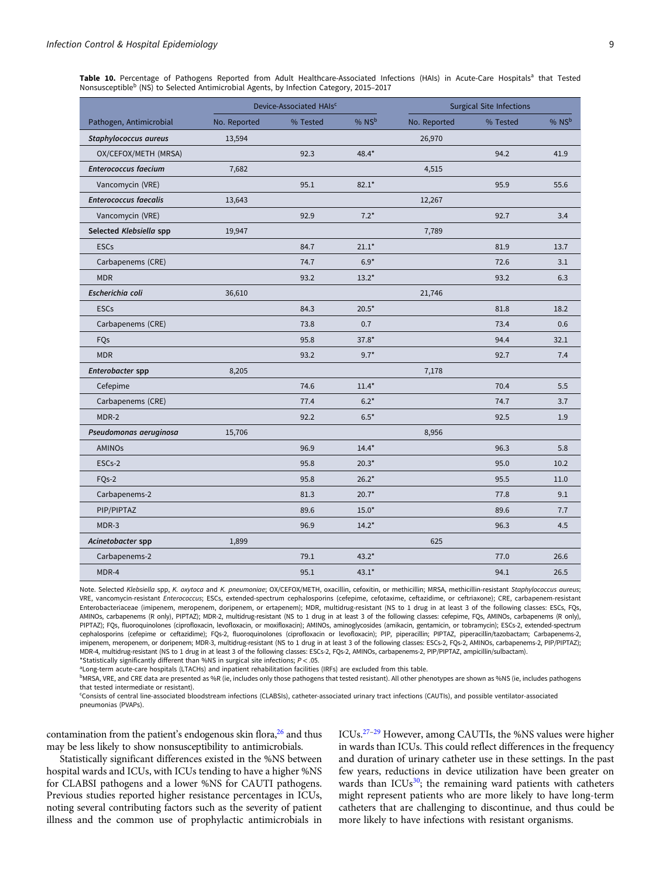**Table 10.** Percentage of Pathogens Reported from Adult Healthcare-Associated Infections (HAIs) in Acute-Care Hospitals[a] that Tested Nonsusceptible[b] (NS) to Selected Antimicrobial Agents, by Infection Category, 2015–2017

| | Device-Associated HAIs[c] | | | Surgical Site Infections | | |
|---|---|---|---|---|---|---|
| Pathogen, Antimicrobial | No. Reported | % Tested | % NS[b] | No. Reported | % Tested | % NS[b] |
| ***Staphylococcus aureus*** | 13,594 | | | 26,970 | | |
| OX/CEFOX/METH (MRSA) | | 92.3 | 48.4* | | 94.2 | 41.9 |
| ***Enterococcus faecium*** | 7,682 | | | 4,515 | | |
| Vancomycin (VRE) | | 95.1 | 82.1* | | 95.9 | 55.6 |
| ***Enterococcus faecalis*** | 13,643 | | | 12,267 | | |
| Vancomycin (VRE) | | 92.9 | 7.2* | | 92.7 | 3.4 |
| **Selected *Klebsiella* spp** | 19,947 | | | 7,789 | | |
| ESCs | | 84.7 | 21.1* | | 81.9 | 13.7 |
| Carbapenems (CRE) | | 74.7 | 6.9* | | 72.6 | 3.1 |
| MDR | | 93.2 | 13.2* | | 93.2 | 6.3 |
| ***Escherichia coli*** | 36,610 | | | 21,746 | | |
| ESCs | | 84.3 | 20.5* | | 81.8 | 18.2 |
| Carbapenems (CRE) | | 73.8 | 0.7 | | 73.4 | 0.6 |
| FQs | | 95.8 | 37.8* | | 94.4 | 32.1 |
| MDR | | 93.2 | 9.7* | | 92.7 | 7.4 |
| ***Enterobacter* spp** | 8,205 | | | 7,178 | | |
| Cefepime | | 74.6 | 11.4* | | 70.4 | 5.5 |
| Carbapenems (CRE) | | 77.4 | 6.2* | | 74.7 | 3.7 |
| MDR-2 | | 92.2 | 6.5* | | 92.5 | 1.9 |
| ***Pseudomonas aeruginosa*** | 15,706 | | | 8,956 | | |
| AMINOs | | 96.9 | 14.4* | | 96.3 | 5.8 |
| ESCs-2 | | 95.8 | 20.3* | | 95.0 | 10.2 |
| FQs-2 | | 95.8 | 26.2* | | 95.5 | 11.0 |
| Carbapenems-2 | | 81.3 | 20.7* | | 77.8 | 9.1 |
| PIP/PIPTAZ | | 89.6 | 15.0* | | 89.6 | 7.7 |
| MDR-3 | | 96.9 | 14.2* | | 96.3 | 4.5 |
| ***Acinetobacter* spp** | 1,899 | | | 625 | | |
| Carbapenems-2 | | 79.1 | 43.2* | | 77.0 | 26.6 |
| MDR-4 | | 95.1 | 43.1* | | 94.1 | 26.5 |

Note. Selected *Klebsiella* spp, *K. oxytoca* and *K. pneumoniae*; OX/CEFOX/METH, oxacillin, cefoxitin, or methicillin; MRSA, methicillin-resistant *Staphylococcus aureus*; VRE, vancomycin-resistant *Enterococcus*; ESCs, extended-spectrum cephalosporins (cefepime, cefotaxime, ceftazidime, or ceftriaxone); CRE, carbapenem-resistant Enterobacteriaceae (imipenem, meropenem, doripenem, or ertapenem); MDR, multidrug-resistant (NS to 1 drug in at least 3 of the following classes: ESCs, FQs, AMINOs, carbapenems (R only), PIPTAZ); MDR-2, multidrug-resistant (NS to 1 drug in at least 3 of the following classes: cefepime, FQs, AMINOs, carbapenems (R only), PIPTAZ); FQs, fluoroquinolones (ciprofloxacin, levofloxacin, or moxifloxacin); AMINOs, aminoglycosides (amikacin, gentamicin, or tobramycin); ESCs-2, extended-spectrum cephalosporins (cefepime or ceftazidime); FQs-2, fluoroquinolones (ciprofloxacin or levofloxacin); PIP, piperacillin; PIPTAZ, piperacillin/tazobactam; Carbapenems-2, imipenem, meropenem, or doripenem; MDR-3, multidrug-resistant (NS to 1 drug in at least 3 of the following classes: ESCs-2, FQs-2, AMINOs, carbapenems-2, PIP/PIPTAZ); MDR-4, multidrug-resistant (NS to 1 drug in at least 3 of the following classes: ESCs-2, FQs-2, AMINOs, carbapenems-2, PIP/PIPTAZ, ampicillin/sulbactam).
*Statistically significantly different than %NS in surgical site infections; $P < .05$.
[a]Long-term acute-care hospitals (LTACHs) and inpatient rehabilitation facilities (IRFs) are excluded from this table.
[b]MRSA, VRE, and CRE data are presented as %R (ie, includes only those pathogens that tested resistant). All other phenotypes are shown as %NS (ie, includes pathogens that tested intermediate or resistant).
[c]Consists of central line-associated bloodstream infections (CLABSIs), catheter-associated urinary tract infections (CAUTIs), and possible ventilator-associated pneumonias (PVAPs).

contamination from the patient's endogenous skin flora,[26] and thus may be less likely to show nonsusceptibility to antimicrobials.

Statistically significant differences existed in the %NS between hospital wards and ICUs, with ICUs tending to have a higher %NS for CLABSI pathogens and a lower %NS for CAUTI pathogens. Previous studies reported higher resistance percentages in ICUs, noting several contributing factors such as the severity of patient illness and the common use of prophylactic antimicrobials in ICUs.[27–29] However, among CAUTIs, the %NS values were higher in wards than ICUs. This could reflect differences in the frequency and duration of urinary catheter use in these settings. In the past few years, reductions in device utilization have been greater on wards than ICUs[30]; the remaining ward patients with catheters might represent patients who are more likely to have long-term catheters that are challenging to discontinue, and thus could be more likely to have infections with resistant organisms.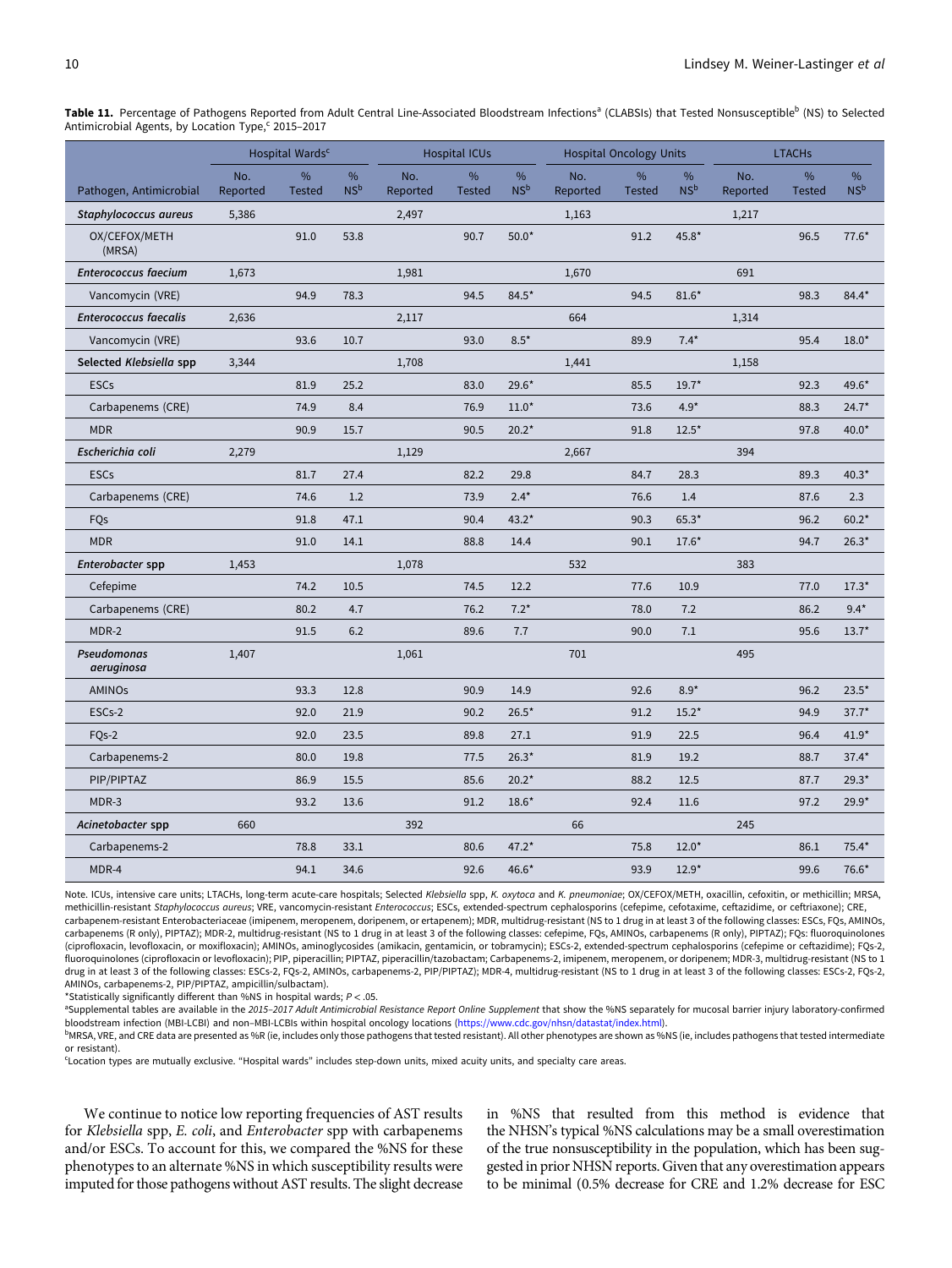**Table 11.** Percentage of Pathogens Reported from Adult Central Line-Associated Bloodstream Infections[a] (CLABSIs) that Tested Nonsusceptible[b] (NS) to Selected Antimicrobial Agents, by Location Type,[c] 2015–2017

| | Hospital Wards[c] | | | Hospital ICUs | | | Hospital Oncology Units | | | LTACHs | | |
|---|---|---|---|---|---|---|---|---|---|---|---|---|
| Pathogen, Antimicrobial | No. Reported | % Tested | % NS[b] | No. Reported | % Tested | % NS[b] | No. Reported | % Tested | % NS[b] | No. Reported | % Tested | % NS[b] |
| ***Staphylococcus aureus*** | 5,386 | | | 2,497 | | | 1,163 | | | 1,217 | | |
| OX/CEFOX/METH (MRSA) | | 91.0 | 53.8 | | 90.7 | 50.0* | | 91.2 | 45.8* | | 96.5 | 77.6* |
| ***Enterococcus faecium*** | 1,673 | | | 1,981 | | | 1,670 | | | 691 | | |
| Vancomycin (VRE) | | 94.9 | 78.3 | | 94.5 | 84.5* | | 94.5 | 81.6* | | 98.3 | 84.4* |
| ***Enterococcus faecalis*** | 2,636 | | | 2,117 | | | 664 | | | 1,314 | | |
| Vancomycin (VRE) | | 93.6 | 10.7 | | 93.0 | 8.5* | | 89.9 | 7.4* | | 95.4 | 18.0* |
| **Selected *Klebsiella* spp** | 3,344 | | | 1,708 | | | 1,441 | | | 1,158 | | |
| ESCs | | 81.9 | 25.2 | | 83.0 | 29.6* | | 85.5 | 19.7* | | 92.3 | 49.6* |
| Carbapenems (CRE) | | 74.9 | 8.4 | | 76.9 | 11.0* | | 73.6 | 4.9* | | 88.3 | 24.7* |
| MDR | | 90.9 | 15.7 | | 90.5 | 20.2* | | 91.8 | 12.5* | | 97.8 | 40.0* |
| ***Escherichia coli*** | 2,279 | | | 1,129 | | | 2,667 | | | 394 | | |
| ESCs | | 81.7 | 27.4 | | 82.2 | 29.8 | | 84.7 | 28.3 | | 89.3 | 40.3* |
| Carbapenems (CRE) | | 74.6 | 1.2 | | 73.9 | 2.4* | | 76.6 | 1.4 | | 87.6 | 2.3 |
| FQs | | 91.8 | 47.1 | | 90.4 | 43.2* | | 90.3 | 65.3* | | 96.2 | 60.2* |
| MDR | | 91.0 | 14.1 | | 88.8 | 14.4 | | 90.1 | 17.6* | | 94.7 | 26.3* |
| ***Enterobacter* spp** | 1,453 | | | 1,078 | | | 532 | | | 383 | | |
| Cefepime | | 74.2 | 10.5 | | 74.5 | 12.2 | | 77.6 | 10.9 | | 77.0 | 17.3* |
| Carbapenems (CRE) | | 80.2 | 4.7 | | 76.2 | 7.2* | | 78.0 | 7.2 | | 86.2 | 9.4* |
| MDR-2 | | 91.5 | 6.2 | | 89.6 | 7.7 | | 90.0 | 7.1 | | 95.6 | 13.7* |
| ***Pseudomonas aeruginosa*** | 1,407 | | | 1,061 | | | 701 | | | 495 | | |
| AMINOs | | 93.3 | 12.8 | | 90.9 | 14.9 | | 92.6 | 8.9* | | 96.2 | 23.5* |
| ESCs-2 | | 92.0 | 21.9 | | 90.2 | 26.5* | | 91.2 | 15.2* | | 94.9 | 37.7* |
| FQs-2 | | 92.0 | 23.5 | | 89.8 | 27.1 | | 91.9 | 22.5 | | 96.4 | 41.9* |
| Carbapenems-2 | | 80.0 | 19.8 | | 77.5 | 26.3* | | 81.9 | 19.2 | | 88.7 | 37.4* |
| PIP/PIPTAZ | | 86.9 | 15.5 | | 85.6 | 20.2* | | 88.2 | 12.5 | | 87.7 | 29.3* |
| MDR-3 | | 93.2 | 13.6 | | 91.2 | 18.6* | | 92.4 | 11.6 | | 97.2 | 29.9* |
| ***Acinetobacter* spp** | 660 | | | 392 | | | 66 | | | 245 | | |
| Carbapenems-2 | | 78.8 | 33.1 | | 80.6 | 47.2* | | 75.8 | 12.0* | | 86.1 | 75.4* |
| MDR-4 | | 94.1 | 34.6 | | 92.6 | 46.6* | | 93.9 | 12.9* | | 99.6 | 76.6* |

Note. ICUs, intensive care units; LTACHs, long-term acute-care hospitals; Selected *Klebsiella* spp, *K. oxytoca* and *K. pneumoniae*; OX/CEFOX/METH, oxacillin, cefoxitin, or methicillin; MRSA, methicillin-resistant *Staphylococcus aureus*; VRE, vancomycin-resistant *Enterococcus*; ESCs, extended-spectrum cephalosporins (cefepime, cefotaxime, ceftazidime, or ceftriaxone); CRE, carbapenem-resistant Enterobacteriaceae (imipenem, meropenem, doripenem, or ertapenem); MDR, multidrug-resistant (NS to 1 drug in at least 3 of the following classes: ESCs, FQs, AMINOs, carbapenems (R only), PIPTAZ); MDR-2, multidrug-resistant (NS to 1 drug in at least 3 of the following classes: cefepime, FQs, AMINOs, carbapenems (R only), PIPTAZ); FQs: fluoroquinolones (ciprofloxacin, levofloxacin, or moxifloxacin); AMINOs, aminoglycosides (amikacin, gentamicin, or tobramycin); ESCs-2, extended-spectrum cephalosporins (cefepime or ceftazidime); FQs-2, fluoroquinolones (ciprofloxacin or levofloxacin); PIP, piperacillin; PIPTAZ, piperacillin/tazobactam; Carbapenems-2, imipenem, meropenem, or doripenem; MDR-3, multidrug-resistant (NS to 1 drug in at least 3 of the following classes: ESCs-2, FQs-2, AMINOs, carbapenems-2, PIP/PIPTAZ); MDR-4, multidrug-resistant (NS to 1 drug in at least 3 of the following classes: ESCs-2, FQs-2, AMINOs, carbapenems-2, PIP/PIPTAZ, ampicillin/sulbactam).

*Statistically significantly different than %NS in hospital wards; $P < .05$.

[a]Supplemental tables are available in the *2015–2017 Adult Antimicrobial Resistance Report Online Supplement* that show the %NS separately for mucosal barrier injury laboratory-confirmed bloodstream infection (MBI-LCBI) and non–MBI-LCBIs within hospital oncology locations (https://www.cdc.gov/nhsn/datastat/index.html).

[b]MRSA, VRE, and CRE data are presented as %R (ie, includes only those pathogens that tested resistant). All other phenotypes are shown as %NS (ie, includes pathogens that tested intermediate or resistant).

[c]Location types are mutually exclusive. "Hospital wards" includes step-down units, mixed acuity units, and specialty care areas.

We continue to notice low reporting frequencies of AST results for *Klebsiella* spp, *E. coli*, and *Enterobacter* spp with carbapenems and/or ESCs. To account for this, we compared the %NS for these phenotypes to an alternate %NS in which susceptibility results were imputed for those pathogens without AST results. The slight decrease in %NS that resulted from this method is evidence that the NHSN's typical %NS calculations may be a small overestimation of the true nonsusceptibility in the population, which has been suggested in prior NHSN reports. Given that any overestimation appears to be minimal (0.5% decrease for CRE and 1.2% decrease for ESC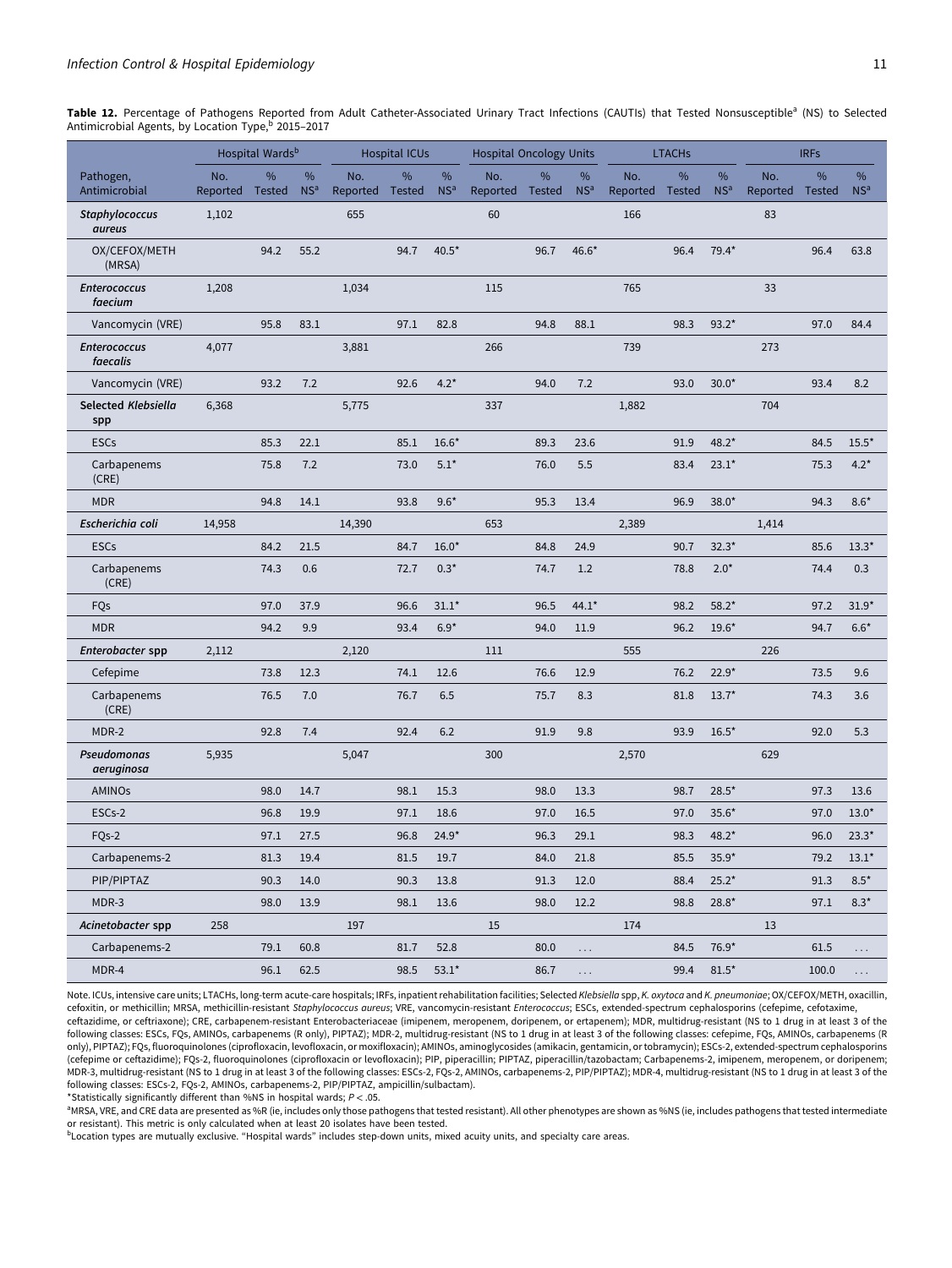**Table 12.** Percentage of Pathogens Reported from Adult Catheter-Associated Urinary Tract Infections (CAUTIs) that Tested Nonsusceptible[a] (NS) to Selected Antimicrobial Agents, by Location Type,[b] 2015–2017

| | Hospital Wards[b] | | | Hospital ICUs | | | Hospital Oncology Units | | | LTACHs | | | IRFs | | |
|---|---|---|---|---|---|---|---|---|---|---|---|---|---|---|---|
| Pathogen, Antimicrobial | No. Reported | % Tested | % NS[a] | No. Reported | % Tested | % NS[a] | No. Reported | % Tested | % NS[a] | No. Reported | % Tested | % NS[a] | No. Reported | % Tested | % NS[a] |
| ***Staphylococcus aureus*** | 1,102 | | | 655 | | | 60 | | | 166 | | | 83 | | |
| OX/CEFOX/METH (MRSA) | | 94.2 | 55.2 | | 94.7 | 40.5* | | 96.7 | 46.6* | | 96.4 | 79.4* | | 96.4 | 63.8 |
| ***Enterococcus faecium*** | 1,208 | | | 1,034 | | | 115 | | | 765 | | | 33 | | |
| Vancomycin (VRE) | | 95.8 | 83.1 | | 97.1 | 82.8 | | 94.8 | 88.1 | | 98.3 | 93.2* | | 97.0 | 84.4 |
| ***Enterococcus faecalis*** | 4,077 | | | 3,881 | | | 266 | | | 739 | | | 273 | | |
| Vancomycin (VRE) | | 93.2 | 7.2 | | 92.6 | 4.2* | | 94.0 | 7.2 | | 93.0 | 30.0* | | 93.4 | 8.2 |
| **Selected *Klebsiella* spp** | 6,368 | | | 5,775 | | | 337 | | | 1,882 | | | 704 | | |
| ESCs | | 85.3 | 22.1 | | 85.1 | 16.6* | | 89.3 | 23.6 | | 91.9 | 48.2* | | 84.5 | 15.5* |
| Carbapenems (CRE) | | 75.8 | 7.2 | | 73.0 | 5.1* | | 76.0 | 5.5 | | 83.4 | 23.1* | | 75.3 | 4.2* |
| MDR | | 94.8 | 14.1 | | 93.8 | 9.6* | | 95.3 | 13.4 | | 96.9 | 38.0* | | 94.3 | 8.6* |
| ***Escherichia coli*** | 14,958 | | | 14,390 | | | 653 | | | 2,389 | | | 1,414 | | |
| ESCs | | 84.2 | 21.5 | | 84.7 | 16.0* | | 84.8 | 24.9 | | 90.7 | 32.3* | | 85.6 | 13.3* |
| Carbapenems (CRE) | | 74.3 | 0.6 | | 72.7 | 0.3* | | 74.7 | 1.2 | | 78.8 | 2.0* | | 74.4 | 0.3 |
| FQs | | 97.0 | 37.9 | | 96.6 | 31.1* | | 96.5 | 44.1* | | 98.2 | 58.2* | | 97.2 | 31.9* |
| MDR | | 94.2 | 9.9 | | 93.4 | 6.9* | | 94.0 | 11.9 | | 96.2 | 19.6* | | 94.7 | 6.6* |
| ***Enterobacter* spp** | 2,112 | | | 2,120 | | | 111 | | | 555 | | | 226 | | |
| Cefepime | | 73.8 | 12.3 | | 74.1 | 12.6 | | 76.6 | 12.9 | | 76.2 | 22.9* | | 73.5 | 9.6 |
| Carbapenems (CRE) | | 76.5 | 7.0 | | 76.7 | 6.5 | | 75.7 | 8.3 | | 81.8 | 13.7* | | 74.3 | 3.6 |
| MDR-2 | | 92.8 | 7.4 | | 92.4 | 6.2 | | 91.9 | 9.8 | | 93.9 | 16.5* | | 92.0 | 5.3 |
| ***Pseudomonas aeruginosa*** | 5,935 | | | 5,047 | | | 300 | | | 2,570 | | | 629 | | |
| AMINOs | | 98.0 | 14.7 | | 98.1 | 15.3 | | 98.0 | 13.3 | | 98.7 | 28.5* | | 97.3 | 13.6 |
| ESCs-2 | | 96.8 | 19.9 | | 97.1 | 18.6 | | 97.0 | 16.5 | | 97.0 | 35.6* | | 97.0 | 13.0* |
| FQs-2 | | 97.1 | 27.5 | | 96.8 | 24.9* | | 96.3 | 29.1 | | 98.3 | 48.2* | | 96.0 | 23.3* |
| Carbapenems-2 | | 81.3 | 19.4 | | 81.5 | 19.7 | | 84.0 | 21.8 | | 85.5 | 35.9* | | 79.2 | 13.1* |
| PIP/PIPTAZ | | 90.3 | 14.0 | | 90.3 | 13.8 | | 91.3 | 12.0 | | 88.4 | 25.2* | | 91.3 | 8.5* |
| MDR-3 | | 98.0 | 13.9 | | 98.1 | 13.6 | | 98.0 | 12.2 | | 98.8 | 28.8* | | 97.1 | 8.3* |
| ***Acinetobacter* spp** | 258 | | | 197 | | | 15 | | | 174 | | | 13 | | |
| Carbapenems-2 | | 79.1 | 60.8 | | 81.7 | 52.8 | | 80.0 | ... | | 84.5 | 76.9* | | 61.5 | ... |
| MDR-4 | | 96.1 | 62.5 | | 98.5 | 53.1* | | 86.7 | ... | | 99.4 | 81.5* | | 100.0 | ... |

Note. ICUs, intensive care units; LTACHs, long-term acute-care hospitals; IRFs, inpatient rehabilitation facilities; Selected *Klebsiella* spp, *K. oxytoca* and *K. pneumoniae*; OX/CEFOX/METH, oxacillin, cefoxitin, or methicillin; MRSA, methicillin-resistant *Staphylococcus aureus*; VRE, vancomycin-resistant *Enterococcus*; ESCs, extended-spectrum cephalosporins (cefepime, cefotaxime, ceftazidime, or ceftriaxone); CRE, carbapenem-resistant Enterobacteriaceae (imipenem, meropenem, doripenem, or ertapenem); MDR, multidrug-resistant (NS to 1 drug in at least 3 of the following classes: ESCs, FQs, AMINOs, carbapenems (R only), PIPTAZ); MDR-2, multidrug-resistant (NS to 1 drug in at least 3 of the following classes: cefepime, FQs, AMINOs, carbapenems (R only), PIPTAZ); FQs, fluoroquinolones (ciprofloxacin, levofloxacin, or moxifloxacin); AMINOs, aminoglycosides (amikacin, gentamicin, or tobramycin); ESCs-2, extended-spectrum cephalosporins (cefepime or ceftazidime); FQs-2, fluoroquinolones (ciprofloxacin or levofloxacin); PIP, piperacillin; PIPTAZ, piperacillin/tazobactam; Carbapenems-2, imipenem, meropenem, or doripenem; MDR-3, multidrug-resistant (NS to 1 drug in at least 3 of the following classes: ESCs-2, FQs-2, AMINOs, carbapenems-2, PIP/PIPTAZ); MDR-4, multidrug-resistant (NS to 1 drug in at least 3 of the following classes: ESCs-2, FQs-2, AMINOs, carbapenems-2, PIP/PIPTAZ, ampicillin/sulbactam).

*Statistically significantly different than %NS in hospital wards; $P < .05$.

[a]MRSA, VRE, and CRE data are presented as %R (ie, includes only those pathogens that tested resistant). All other phenotypes are shown as %NS (ie, includes pathogens that tested intermediate or resistant). This metric is only calculated when at least 20 isolates have been tested.

[b]Location types are mutually exclusive. "Hospital wards" includes step-down units, mixed acuity units, and specialty care areas.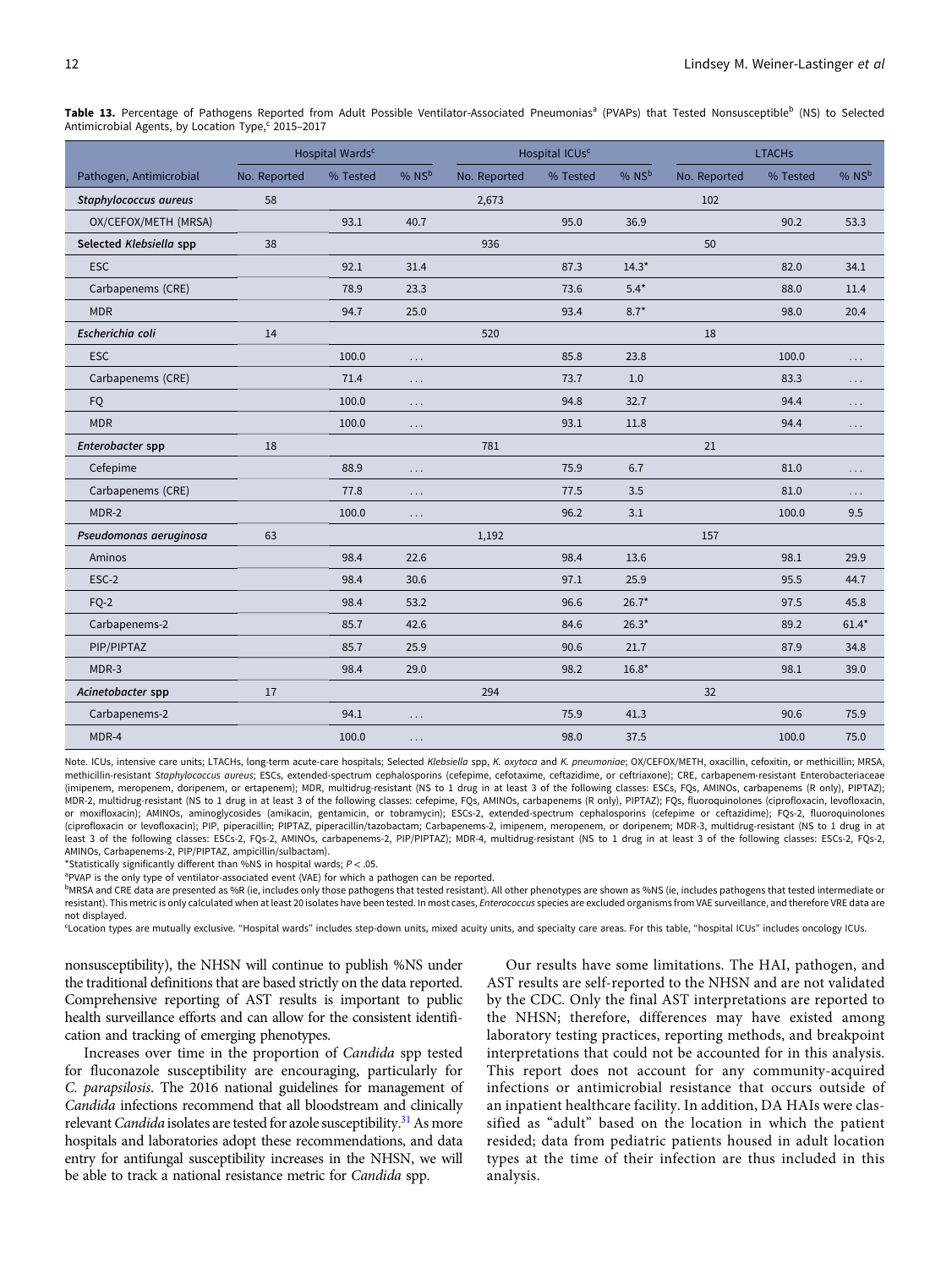**Table 13.** Percentage of Pathogens Reported from Adult Possible Ventilator-Associated Pneumonias[a] (PVAPs) that Tested Nonsusceptible[b] (NS) to Selected Antimicrobial Agents, by Location Type,[c] 2015–2017

| | Hospital Wards[c] | | | Hospital ICUs[c] | | | LTACHs | | |
|---|---|---|---|---|---|---|---|---|---|
| Pathogen, Antimicrobial | No. Reported | % Tested | % NS[b] | No. Reported | % Tested | % NS[b] | No. Reported | % Tested | % NS[b] |
| ***Staphylococcus aureus*** | 58 | | | 2,673 | | | 102 | | |
| OX/CEFOX/METH (MRSA) | | 93.1 | 40.7 | | 95.0 | 36.9 | | 90.2 | 53.3 |
| **Selected *Klebsiella* spp** | 38 | | | 936 | | | 50 | | |
| ESC | | 92.1 | 31.4 | | 87.3 | 14.3* | | 82.0 | 34.1 |
| Carbapenems (CRE) | | 78.9 | 23.3 | | 73.6 | 5.4* | | 88.0 | 11.4 |
| MDR | | 94.7 | 25.0 | | 93.4 | 8.7* | | 98.0 | 20.4 |
| ***Escherichia coli*** | 14 | | | 520 | | | 18 | | |
| ESC | | 100.0 | ... | | 85.8 | 23.8 | | 100.0 | ... |
| Carbapenems (CRE) | | 71.4 | ... | | 73.7 | 1.0 | | 83.3 | ... |
| FQ | | 100.0 | ... | | 94.8 | 32.7 | | 94.4 | ... |
| MDR | | 100.0 | ... | | 93.1 | 11.8 | | 94.4 | ... |
| ***Enterobacter* spp** | 18 | | | 781 | | | 21 | | |
| Cefepime | | 88.9 | ... | | 75.9 | 6.7 | | 81.0 | ... |
| Carbapenems (CRE) | | 77.8 | ... | | 77.5 | 3.5 | | 81.0 | ... |
| MDR-2 | | 100.0 | ... | | 96.2 | 3.1 | | 100.0 | 9.5 |
| ***Pseudomonas aeruginosa*** | 63 | | | 1,192 | | | 157 | | |
| Aminos | | 98.4 | 22.6 | | 98.4 | 13.6 | | 98.1 | 29.9 |
| ESC-2 | | 98.4 | 30.6 | | 97.1 | 25.9 | | 95.5 | 44.7 |
| FQ-2 | | 98.4 | 53.2 | | 96.6 | 26.7* | | 97.5 | 45.8 |
| Carbapenems-2 | | 85.7 | 42.6 | | 84.6 | 26.3* | | 89.2 | 61.4* |
| PIP/PIPTAZ | | 85.7 | 25.9 | | 90.6 | 21.7 | | 87.9 | 34.8 |
| MDR-3 | | 98.4 | 29.0 | | 98.2 | 16.8* | | 98.1 | 39.0 |
| ***Acinetobacter* spp** | 17 | | | 294 | | | 32 | | |
| Carbapenems-2 | | 94.1 | ... | | 75.9 | 41.3 | | 90.6 | 75.9 |
| MDR-4 | | 100.0 | ... | | 98.0 | 37.5 | | 100.0 | 75.0 |

Note. ICUs, intensive care units; LTACHs, long-term acute-care hospitals; Selected *Klebsiella* spp, *K. oxytoca* and *K. pneumoniae*; OX/CEFOX/METH, oxacillin, cefoxitin, or methicillin; MRSA, methicillin-resistant *Staphylococcus aureus*; ESCs, extended-spectrum cephalosporins (cefepime, cefotaxime, ceftazidime, or ceftriaxone); CRE, carbapenem-resistant Enterobacteriaceae (imipenem, meropenem, doripenem, or ertapenem); MDR, multidrug-resistant (NS to 1 drug in at least 3 of the following classes: ESCs, FQs, AMINOs, carbapenems (R only), PIPTAZ); MDR-2, multidrug-resistant (NS to 1 drug in at least 3 of the following classes: cefepime, FQs, AMINOs, carbapenems (R only), PIPTAZ); FQs, fluoroquinolones (ciprofloxacin, levofloxacin, or moxifloxacin); AMINOs, aminoglycosides (amikacin, gentamicin, or tobramycin); ESCs-2, extended-spectrum cephalosporins (cefepime or ceftazidime); FQs-2, fluoroquinolones (ciprofloxacin or levofloxacin); PIP, piperacillin; PIPTAZ, piperacillin/tazobactam; Carbapenems-2, imipenem, meropenem, or doripenem; MDR-3, multidrug-resistant (NS to 1 drug in at least 3 of the following classes: ESCs-2, FQs-2, AMINOs, carbapenems-2, PIP/PIPTAZ); MDR-4, multidrug-resistant (NS to 1 drug in at least 3 of the following classes: ESCs-2, FQs-2, AMINOs, Carbapenems-2, PIP/PIPTAZ, ampicillin/sulbactam).

*Statistically significantly different than %NS in hospital wards; $P < .05$.

[a]PVAP is the only type of ventilator-associated event (VAE) for which a pathogen can be reported.

[b]MRSA and CRE data are presented as %R (ie, includes only those pathogens that tested resistant). All other phenotypes are shown as %NS (ie, includes pathogens that tested intermediate or resistant). This metric is only calculated when at least 20 isolates have been tested. In most cases, *Enterococcus* species are excluded organisms from VAE surveillance, and therefore VRE data are not displayed.

[c]Location types are mutually exclusive. "Hospital wards" includes step-down units, mixed acuity units, and specialty care areas. For this table, "hospital ICUs" includes oncology ICUs.

nonsusceptibility), the NHSN will continue to publish %NS under the traditional definitions that are based strictly on the data reported. Comprehensive reporting of AST results is important to public health surveillance efforts and can allow for the consistent identification and tracking of emerging phenotypes.

Increases over time in the proportion of *Candida* spp tested for fluconazole susceptibility are encouraging, particularly for *C. parapsilosis*. The 2016 national guidelines for management of *Candida* infections recommend that all bloodstream and clinically relevant *Candida* isolates are tested for azole susceptibility.[31] As more hospitals and laboratories adopt these recommendations, and data entry for antifungal susceptibility increases in the NHSN, we will be able to track a national resistance metric for *Candida* spp.

Our results have some limitations. The HAI, pathogen, and AST results are self-reported to the NHSN and are not validated by the CDC. Only the final AST interpretations are reported to the NHSN; therefore, differences may have existed among laboratory testing practices, reporting methods, and breakpoint interpretations that could not be accounted for in this analysis. This report does not account for any community-acquired infections or antimicrobial resistance that occurs outside of an inpatient healthcare facility. In addition, DA HAIs were classified as "adult" based on the location in which the patient resided; data from pediatric patients housed in adult location types at the time of their infection are thus included in this analysis.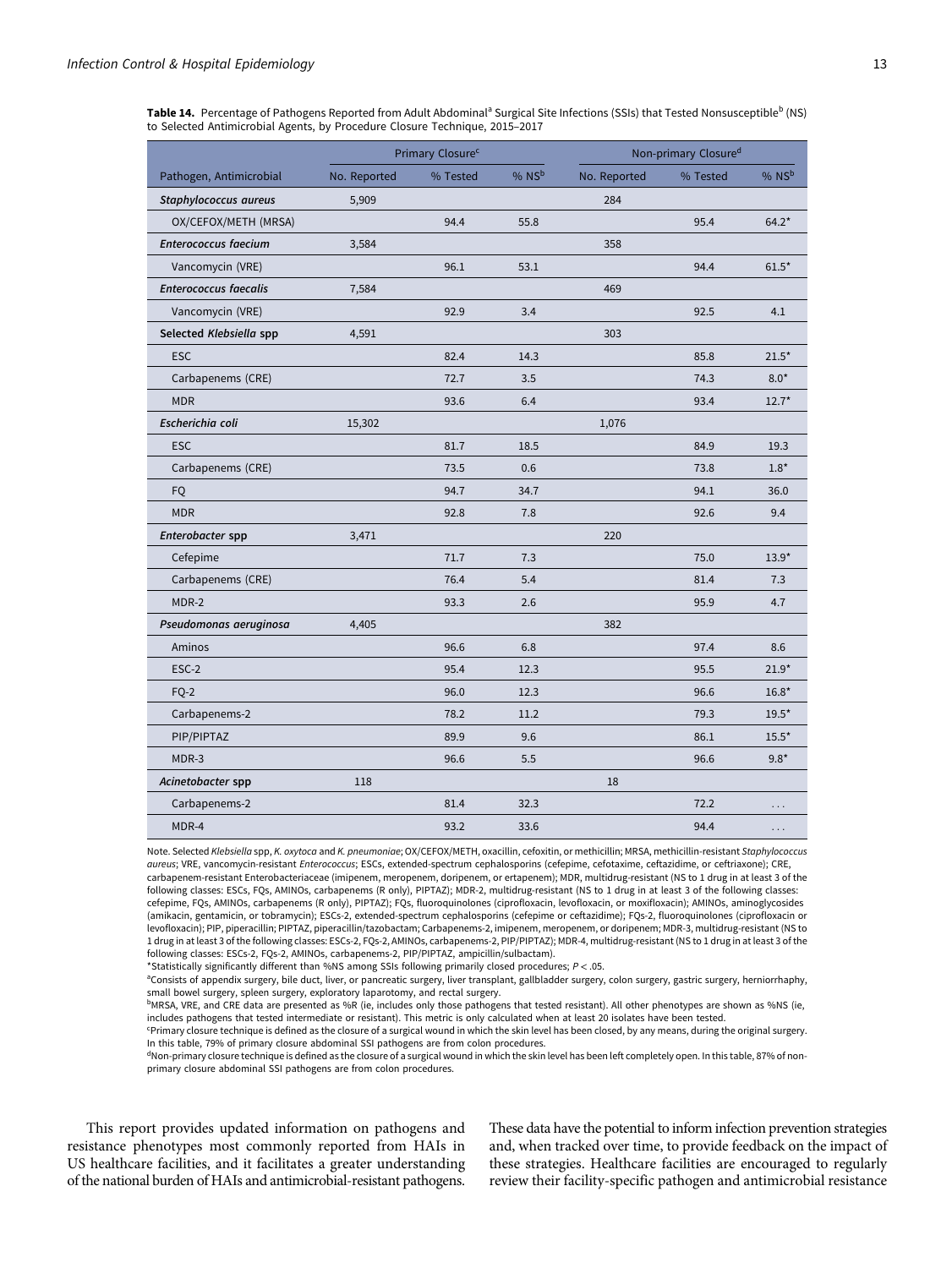**Table 14.** Percentage of Pathogens Reported from Adult Abdominal[a] Surgical Site Infections (SSIs) that Tested Nonsusceptible[b] (NS) to Selected Antimicrobial Agents, by Procedure Closure Technique, 2015–2017

| | Primary Closure[c] | | | Non-primary Closure[d] | | |
|---|---|---|---|---|---|---|
| Pathogen, Antimicrobial | No. Reported | % Tested | % NS[b] | No. Reported | % Tested | % NS[b] |
| ***Staphylococcus aureus*** | 5,909 | | | 284 | | |
| OX/CEFOX/METH (MRSA) | | 94.4 | 55.8 | | 95.4 | 64.2* |
| ***Enterococcus faecium*** | 3,584 | | | 358 | | |
| Vancomycin (VRE) | | 96.1 | 53.1 | | 94.4 | 61.5* |
| ***Enterococcus faecalis*** | 7,584 | | | 469 | | |
| Vancomycin (VRE) | | 92.9 | 3.4 | | 92.5 | 4.1 |
| **Selected *Klebsiella* spp** | 4,591 | | | 303 | | |
| ESC | | 82.4 | 14.3 | | 85.8 | 21.5* |
| Carbapenems (CRE) | | 72.7 | 3.5 | | 74.3 | 8.0* |
| MDR | | 93.6 | 6.4 | | 93.4 | 12.7* |
| ***Escherichia coli*** | 15,302 | | | 1,076 | | |
| ESC | | 81.7 | 18.5 | | 84.9 | 19.3 |
| Carbapenems (CRE) | | 73.5 | 0.6 | | 73.8 | 1.8* |
| FQ | | 94.7 | 34.7 | | 94.1 | 36.0 |
| MDR | | 92.8 | 7.8 | | 92.6 | 9.4 |
| ***Enterobacter* spp** | 3,471 | | | 220 | | |
| Cefepime | | 71.7 | 7.3 | | 75.0 | 13.9* |
| Carbapenems (CRE) | | 76.4 | 5.4 | | 81.4 | 7.3 |
| MDR-2 | | 93.3 | 2.6 | | 95.9 | 4.7 |
| ***Pseudomonas aeruginosa*** | 4,405 | | | 382 | | |
| Aminos | | 96.6 | 6.8 | | 97.4 | 8.6 |
| ESC-2 | | 95.4 | 12.3 | | 95.5 | 21.9* |
| FQ-2 | | 96.0 | 12.3 | | 96.6 | 16.8* |
| Carbapenems-2 | | 78.2 | 11.2 | | 79.3 | 19.5* |
| PIP/PIPTAZ | | 89.9 | 9.6 | | 86.1 | 15.5* |
| MDR-3 | | 96.6 | 5.5 | | 96.6 | 9.8* |
| ***Acinetobacter* spp** | 118 | | | 18 | | |
| Carbapenems-2 | | 81.4 | 32.3 | | 72.2 | . . . |
| MDR-4 | | 93.2 | 33.6 | | 94.4 | . . . |

Note. Selected *Klebsiella* spp, *K. oxytoca* and *K. pneumoniae*; OX/CEFOX/METH, oxacillin, cefoxitin, or methicillin; MRSA, methicillin-resistant *Staphylococcus aureus*; VRE, vancomycin-resistant *Enterococcus*; ESCs, extended-spectrum cephalosporins (cefepime, cefotaxime, ceftazidime, or ceftriaxone); CRE, carbapenem-resistant Enterobacteriaceae (imipenem, meropenem, doripenem, or ertapenem); MDR, multidrug-resistant (NS to 1 drug in at least 3 of the following classes: ESCs, FQs, AMINOs, carbapenems (R only), PIPTAZ); MDR-2, multidrug-resistant (NS to 1 drug in at least 3 of the following classes: cefepime, FQs, AMINOs, carbapenems (R only), PIPTAZ); FQs, fluoroquinolones (ciprofloxacin, levofloxacin, or moxifloxacin); AMINOs, aminoglycosides (amikacin, gentamicin, or tobramycin); ESCs-2, extended-spectrum cephalosporins (cefepime or ceftazidime); FQs-2, fluoroquinolones (ciprofloxacin or levofloxacin); PIP, piperacillin; PIPTAZ, piperacillin/tazobactam; Carbapenems-2, imipenem, meropenem, or doripenem; MDR-3, multidrug-resistant (NS to 1 drug in at least 3 of the following classes: ESCs-2, FQs-2, AMINOs, carbapenems-2, PIP/PIPTAZ); MDR-4, multidrug-resistant (NS to 1 drug in at least 3 of the following classes: ESCs-2, FQs-2, AMINOs, carbapenems-2, PIP/PIPTAZ, ampicillin/sulbactam).

*Statistically significantly different than %NS among SSIs following primarily closed procedures; $P < .05$.

[a]Consists of appendix surgery, bile duct, liver, or pancreatic surgery, liver transplant, gallbladder surgery, colon surgery, gastric surgery, herniorrhaphy, small bowel surgery, spleen surgery, exploratory laparotomy, and rectal surgery.

[b]MRSA, VRE, and CRE data are presented as %R (ie, includes only those pathogens that tested resistant). All other phenotypes are shown as %NS (ie, includes pathogens that tested intermediate or resistant). This metric is only calculated when at least 20 isolates have been tested.

[c]Primary closure technique is defined as the closure of a surgical wound in which the skin level has been closed, by any means, during the original surgery. In this table, 79% of primary closure abdominal SSI pathogens are from colon procedures.

[d]Non-primary closure technique is defined as the closure of a surgical wound in which the skin level has been left completely open. In this table, 87% of non-primary closure abdominal SSI pathogens are from colon procedures.

This report provides updated information on pathogens and resistance phenotypes most commonly reported from HAIs in US healthcare facilities, and it facilitates a greater understanding of the national burden of HAIs and antimicrobial-resistant pathogens. These data have the potential to inform infection prevention strategies and, when tracked over time, to provide feedback on the impact of these strategies. Healthcare facilities are encouraged to regularly review their facility-specific pathogen and antimicrobial resistance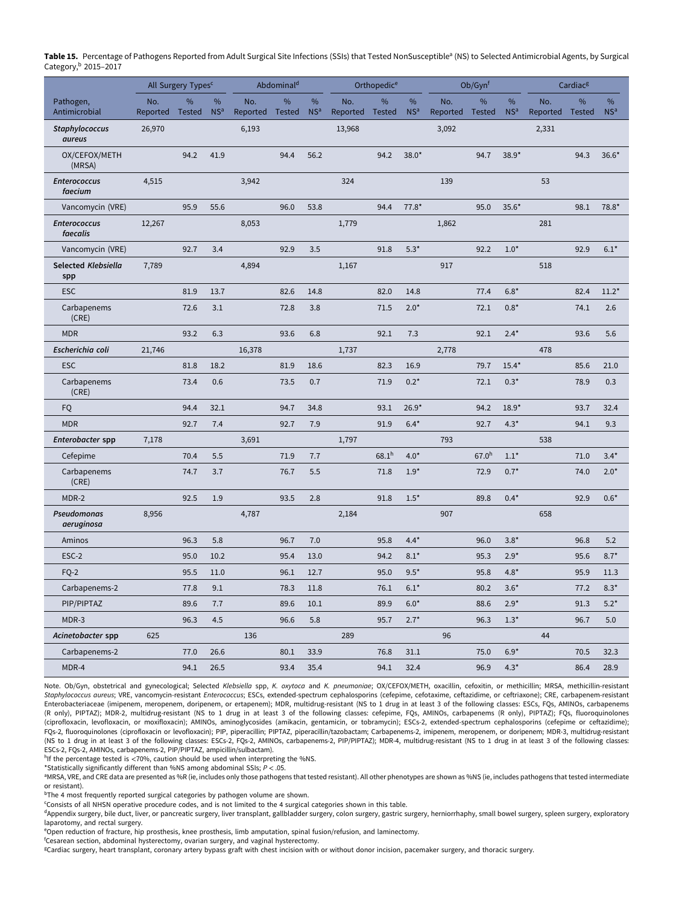**Table 15.** Percentage of Pathogens Reported from Adult Surgical Site Infections (SSIs) that Tested NonSusceptible[a] (NS) to Selected Antimicrobial Agents, by Surgical Category,[b] 2015–2017

| | All Surgery Types[c] | | | Abdominal[d] | | | Orthopedic[e] | | | Ob/Gyn[f] | | | Cardiac[g] | | |
|---|---|---|---|---|---|---|---|---|---|---|---|---|---|---|---|
| Pathogen, Antimicrobial | No. Reported | % Tested | % NS[a] | No. Reported | % Tested | % NS[a] | No. Reported | % Tested | % NS[a] | No. Reported | % Tested | % NS[a] | No. Reported | % Tested | % NS[a] |
| ***Staphylococcus aureus*** | 26,970 | | | 6,193 | | | 13,968 | | | 3,092 | | | 2,331 | | |
| OX/CEFOX/METH (MRSA) | | 94.2 | 41.9 | | 94.4 | 56.2 | | 94.2 | 38.0* | | 94.7 | 38.9* | | 94.3 | 36.6* |
| ***Enterococcus faecium*** | 4,515 | | | 3,942 | | | 324 | | | 139 | | | 53 | | |
| Vancomycin (VRE) | | 95.9 | 55.6 | | 96.0 | 53.8 | | 94.4 | 77.8* | | 95.0 | 35.6* | | 98.1 | 78.8* |
| ***Enterococcus faecalis*** | 12,267 | | | 8,053 | | | 1,779 | | | 1,862 | | | 281 | | |
| Vancomycin (VRE) | | 92.7 | 3.4 | | 92.9 | 3.5 | | 91.8 | 5.3* | | 92.2 | 1.0* | | 92.9 | 6.1* |
| **Selected *Klebsiella* spp** | 7,789 | | | 4,894 | | | 1,167 | | | 917 | | | 518 | | |
| ESC | | 81.9 | 13.7 | | 82.6 | 14.8 | | 82.0 | 14.8 | | 77.4 | 6.8* | | 82.4 | 11.2* |
| Carbapenems (CRE) | | 72.6 | 3.1 | | 72.8 | 3.8 | | 71.5 | 2.0* | | 72.1 | 0.8* | | 74.1 | 2.6 |
| MDR | | 93.2 | 6.3 | | 93.6 | 6.8 | | 92.1 | 7.3 | | 92.1 | 2.4* | | 93.6 | 5.6 |
| ***Escherichia coli*** | 21,746 | | | 16,378 | | | 1,737 | | | 2,778 | | | 478 | | |
| ESC | | 81.8 | 18.2 | | 81.9 | 18.6 | | 82.3 | 16.9 | | 79.7 | 15.4* | | 85.6 | 21.0 |
| Carbapenems (CRE) | | 73.4 | 0.6 | | 73.5 | 0.7 | | 71.9 | 0.2* | | 72.1 | 0.3* | | 78.9 | 0.3 |
| FQ | | 94.4 | 32.1 | | 94.7 | 34.8 | | 93.1 | 26.9* | | 94.2 | 18.9* | | 93.7 | 32.4 |
| MDR | | 92.7 | 7.4 | | 92.7 | 7.9 | | 91.9 | 6.4* | | 92.7 | 4.3* | | 94.1 | 9.3 |
| ***Enterobacter* spp** | 7,178 | | | 3,691 | | | 1,797 | | | 793 | | | 538 | | |
| Cefepime | | 70.4 | 5.5 | | 71.9 | 7.7 | | 68.1[h] | 4.0* | | 67.0[h] | 1.1* | | 71.0 | 3.4* |
| Carbapenems (CRE) | | 74.7 | 3.7 | | 76.7 | 5.5 | | 71.8 | 1.9* | | 72.9 | 0.7* | | 74.0 | 2.0* |
| MDR-2 | | 92.5 | 1.9 | | 93.5 | 2.8 | | 91.8 | 1.5* | | 89.8 | 0.4* | | 92.9 | 0.6* |
| ***Pseudomonas aeruginosa*** | 8,956 | | | 4,787 | | | 2,184 | | | 907 | | | 658 | | |
| Aminos | | 96.3 | 5.8 | | 96.7 | 7.0 | | 95.8 | 4.4* | | 96.0 | 3.8* | | 96.8 | 5.2 |
| ESC-2 | | 95.0 | 10.2 | | 95.4 | 13.0 | | 94.2 | 8.1* | | 95.3 | 2.9* | | 95.6 | 8.7* |
| FQ-2 | | 95.5 | 11.0 | | 96.1 | 12.7 | | 95.0 | 9.5* | | 95.8 | 4.8* | | 95.9 | 11.3 |
| Carbapenems-2 | | 77.8 | 9.1 | | 78.3 | 11.8 | | 76.1 | 6.1* | | 80.2 | 3.6* | | 77.2 | 8.3* |
| PIP/PIPTAZ | | 89.6 | 7.7 | | 89.6 | 10.1 | | 89.9 | 6.0* | | 88.6 | 2.9* | | 91.3 | 5.2* |
| MDR-3 | | 96.3 | 4.5 | | 96.6 | 5.8 | | 95.7 | 2.7* | | 96.3 | 1.3* | | 96.7 | 5.0 |
| ***Acinetobacter* spp** | 625 | | | 136 | | | 289 | | | 96 | | | 44 | | |
| Carbapenems-2 | | 77.0 | 26.6 | | 80.1 | 33.9 | | 76.8 | 31.1 | | 75.0 | 6.9* | | 70.5 | 32.3 |
| MDR-4 | | 94.1 | 26.5 | | 93.4 | 35.4 | | 94.1 | 32.4 | | 96.9 | 4.3* | | 86.4 | 28.9 |

Note. Ob/Gyn, obstetrical and gynecological; Selected *Klebsiella* spp, *K. oxytoca* and *K. pneumoniae*; OX/CEFOX/METH, oxacillin, cefoxitin, or methicillin; MRSA, methicillin-resistant *Staphylococcus aureus*; VRE, vancomycin-resistant *Enterococcus*; ESCs, extended-spectrum cephalosporins (cefepime, cefotaxime, ceftazidime, or ceftriaxone); CRE, carbapenem-resistant Enterobacteriaceae (imipenem, meropenem, doripenem, or ertapenem); MDR, multidrug-resistant (NS to 1 drug in at least 3 of the following classes: ESCs, FQs, AMINOs, carbapenems (R only), PIPTAZ); MDR-2, multidrug-resistant (NS to 1 drug in at least 3 of the following classes: cefepime, FQs, AMINOs, carbapenems (R only), PIPTAZ); FQs, fluoroquinolones (ciprofloxacin, levofloxacin, or moxifloxacin); AMINOs, aminoglycosides (amikacin, gentamicin, or tobramycin); ESCs-2, extended-spectrum cephalosporins (cefepime or ceftazidime); FQs-2, fluoroquinolones (ciprofloxacin or levofloxacin); PIP, piperacillin; PIPTAZ, piperacillin/tazobactam; Carbapenems-2, imipenem, meropenem, or doripenem; MDR-3, multidrug-resistant (NS to 1 drug in at least 3 of the following classes: ESCs-2, FQs-2, AMINOs, carbapenems-2, PIP/PIPTAZ); MDR-4, multidrug-resistant (NS to 1 drug in at least 3 of the following classes: ESCs-2, FQs-2, AMINOs, carbapenems-2, PIP/PIPTAZ, ampicillin/sulbactam).

[h]If the percentage tested is <70%, caution should be used when interpreting the %NS.

*Statistically significantly different than %NS among abdominal SSIs; $P < .05$.

[a]MRSA, VRE, and CRE data are presented as %R (ie, includes only those pathogens that tested resistant). All other phenotypes are shown as %NS (ie, includes pathogens that tested intermediate or resistant).

[b]The 4 most frequently reported surgical categories by pathogen volume are shown.

[c]Consists of all NHSN operative procedure codes, and is not limited to the 4 surgical categories shown in this table.

[d]Appendix surgery, bile duct, liver, or pancreatic surgery, liver transplant, gallbladder surgery, colon surgery, gastric surgery, herniorrhaphy, small bowel surgery, spleen surgery, exploratory laparotomy, and rectal surgery.

[e]Open reduction of fracture, hip prosthesis, knee prosthesis, limb amputation, spinal fusion/refusion, and laminectomy.

[f]Cesarean section, abdominal hysterectomy, ovarian surgery, and vaginal hysterectomy.

[g]Cardiac surgery, heart transplant, coronary artery bypass graft with chest incision with or without donor incision, pacemaker surgery, and thoracic surgery.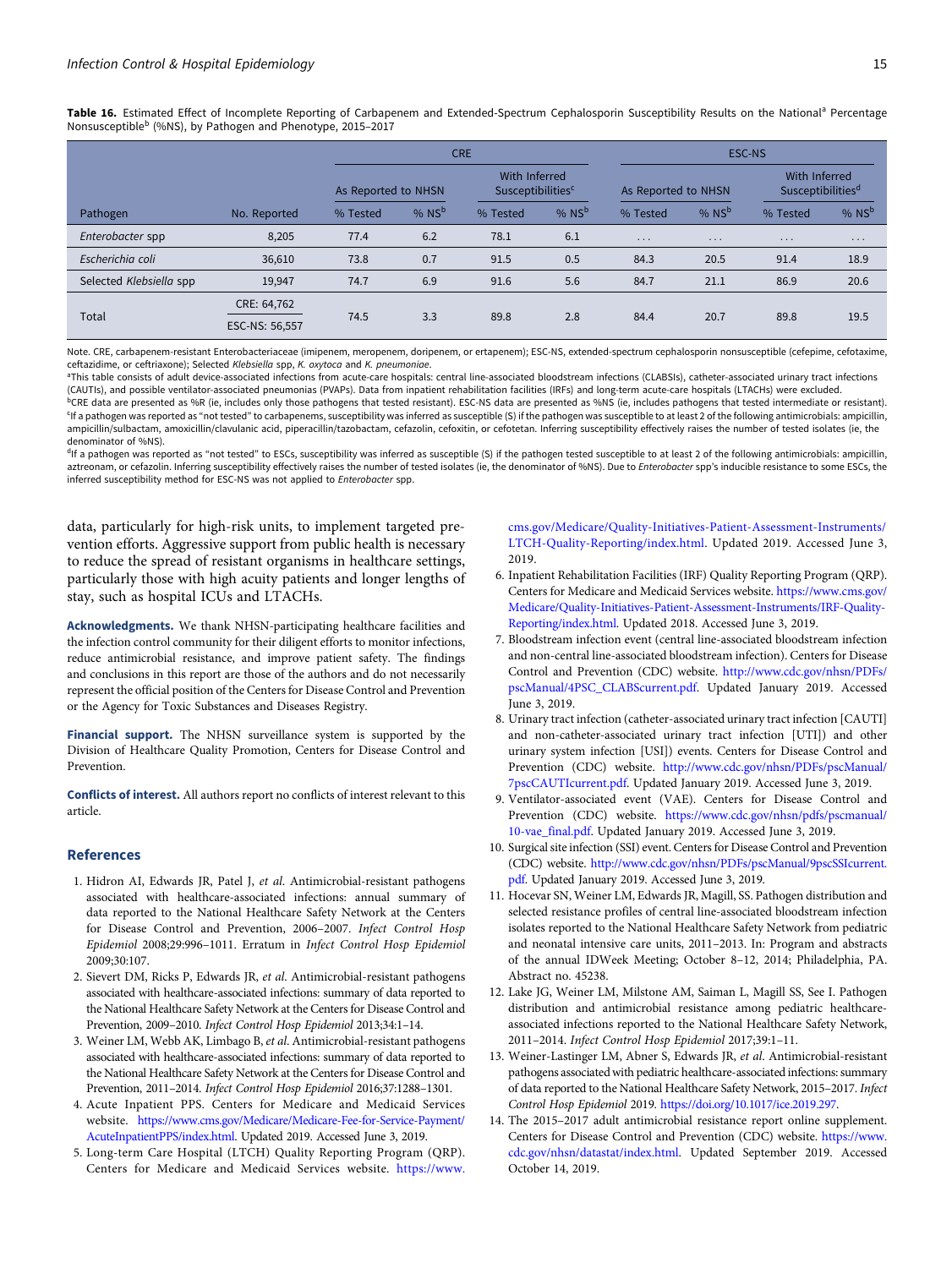**Table 16.** Estimated Effect of Incomplete Reporting of Carbapenem and Extended-Spectrum Cephalosporin Susceptibility Results on the National[a] Percentage Nonsusceptible[b] (%NS), by Pathogen and Phenotype, 2015–2017

| | | CRE | | | | ESC-NS | | | |
|---|---|---|---|---|---|---|---|---|---|
| | | As Reported to NHSN | | With Inferred Susceptibilities[c] | | As Reported to NHSN | | With Inferred Susceptibilities[d] | |
| Pathogen | No. Reported | % Tested | % NS[b] | % Tested | % NS[b] | % Tested | % NS[b] | % Tested | % NS[b] |
| *Enterobacter* spp | 8,205 | 77.4 | 6.2 | 78.1 | 6.1 | ... | ... | ... | ... |
| *Escherichia coli* | 36,610 | 73.8 | 0.7 | 91.5 | 0.5 | 84.3 | 20.5 | 91.4 | 18.9 |
| Selected *Klebsiella* spp | 19,947 | 74.7 | 6.9 | 91.6 | 5.6 | 84.7 | 21.1 | 86.9 | 20.6 |
| Total | CRE: 64,762<br>ESC-NS: 56,557 | 74.5 | 3.3 | 89.8 | 2.8 | 84.4 | 20.7 | 89.8 | 19.5 |

Note. CRE, carbapenem-resistant Enterobacteriaceae (imipenem, meropenem, doripenem, or ertapenem); ESC-NS, extended-spectrum cephalosporin nonsusceptible (cefepime, cefotaxime, ceftazidime, or ceftriaxone); Selected *Klebsiella* spp, *K. oxytoca* and *K. pneumoniae*.
[a]This table consists of adult device-associated infections from acute-care hospitals: central line-associated bloodstream infections (CLABSIs), catheter-associated urinary tract infections (CAUTIs), and possible ventilator-associated pneumonias (PVAPs). Data from inpatient rehabilitation facilities (IRFs) and long-term acute-care hospitals (LTACHs) were excluded.
[b]CRE data are presented as %R (ie, includes only those pathogens that tested resistant). ESC-NS data are presented as %NS (ie, includes pathogens that tested intermediate or resistant).
[c]If a pathogen was reported as "not tested" to carbapenems, susceptibility was inferred as susceptible (S) if the pathogen was susceptible to at least 2 of the following antimicrobials: ampicillin, ampicillin/sulbactam, amoxicillin/clavulanic acid, piperacillin/tazobactam, cefazolin, cefoxitin, or cefotetan. Inferring susceptibility effectively raises the number of tested isolates (ie, the denominator of %NS).
[d]If a pathogen was reported as "not tested" to ESCs, susceptibility was inferred as susceptible (S) if the pathogen tested susceptible to at least 2 of the following antimicrobials: ampicillin, aztreonam, or cefazolin. Inferring susceptibility effectively raises the number of tested isolates (ie, the denominator of %NS). Due to *Enterobacter* spp's inducible resistance to some ESCs, the inferred susceptibility method for ESC-NS was not applied to *Enterobacter* spp.

data, particularly for high-risk units, to implement targeted prevention efforts. Aggressive support from public health is necessary to reduce the spread of resistant organisms in healthcare settings, particularly those with high acuity patients and longer lengths of stay, such as hospital ICUs and LTACHs.

**Acknowledgments.** We thank NHSN-participating healthcare facilities and the infection control community for their diligent efforts to monitor infections, reduce antimicrobial resistance, and improve patient safety. The findings and conclusions in this report are those of the authors and do not necessarily represent the official position of the Centers for Disease Control and Prevention or the Agency for Toxic Substances and Diseases Registry.

**Financial support.** The NHSN surveillance system is supported by the Division of Healthcare Quality Promotion, Centers for Disease Control and Prevention.

**Conflicts of interest.** All authors report no conflicts of interest relevant to this article.

## References

1. Hidron AI, Edwards JR, Patel J, *et al*. Antimicrobial-resistant pathogens associated with healthcare-associated infections: annual summary of data reported to the National Healthcare Safety Network at the Centers for Disease Control and Prevention, 2006–2007. *Infect Control Hosp Epidemiol* 2008;29:996–1011. Erratum in *Infect Control Hosp Epidemiol* 2009;30:107.
2. Sievert DM, Ricks P, Edwards JR, *et al*. Antimicrobial-resistant pathogens associated with healthcare-associated infections: summary of data reported to the National Healthcare Safety Network at the Centers for Disease Control and Prevention, 2009–2010. *Infect Control Hosp Epidemiol* 2013;34:1–14.
3. Weiner LM, Webb AK, Limbago B, *et al*. Antimicrobial-resistant pathogens associated with healthcare-associated infections: summary of data reported to the National Healthcare Safety Network at the Centers for Disease Control and Prevention, 2011–2014. *Infect Control Hosp Epidemiol* 2016;37:1288–1301.
4. Acute Inpatient PPS. Centers for Medicare and Medicaid Services website. https://www.cms.gov/Medicare/Medicare-Fee-for-Service-Payment/AcuteInpatientPPS/index.html. Updated 2019. Accessed June 3, 2019.
5. Long-term Care Hospital (LTCH) Quality Reporting Program (QRP). Centers for Medicare and Medicaid Services website. https://www.cms.gov/Medicare/Quality-Initiatives-Patient-Assessment-Instruments/LTCH-Quality-Reporting/index.html. Updated 2019. Accessed June 3, 2019.
6. Inpatient Rehabilitation Facilities (IRF) Quality Reporting Program (QRP). Centers for Medicare and Medicaid Services website. https://www.cms.gov/Medicare/Quality-Initiatives-Patient-Assessment-Instruments/IRF-Quality-Reporting/index.html. Updated 2018. Accessed June 3, 2019.
7. Bloodstream infection event (central line-associated bloodstream infection and non-central line-associated bloodstream infection). Centers for Disease Control and Prevention (CDC) website. http://www.cdc.gov/nhsn/PDFs/pscManual/4PSC_CLABScurrent.pdf. Updated January 2019. Accessed June 3, 2019.
8. Urinary tract infection (catheter-associated urinary tract infection [CAUTI] and non-catheter-associated urinary tract infection [UTI]) and other urinary system infection [USI]) events. Centers for Disease Control and Prevention (CDC) website. http://www.cdc.gov/nhsn/PDFs/pscManual/7pscCAUTIcurrent.pdf. Updated January 2019. Accessed June 3, 2019.
9. Ventilator-associated event (VAE). Centers for Disease Control and Prevention (CDC) website. https://www.cdc.gov/nhsn/pdfs/pscmanual/10-vae_final.pdf. Updated January 2019. Accessed June 3, 2019.
10. Surgical site infection (SSI) event. Centers for Disease Control and Prevention (CDC) website. http://www.cdc.gov/nhsn/PDFs/pscManual/9pscSSIcurrent.pdf. Updated January 2019. Accessed June 3, 2019.
11. Hocevar SN, Weiner LM, Edwards JR, Magill, SS. Pathogen distribution and selected resistance profiles of central line-associated bloodstream infection isolates reported to the National Healthcare Safety Network from pediatric and neonatal intensive care units, 2011–2013. In: Program and abstracts of the annual IDWeek Meeting; October 8–12, 2014; Philadelphia, PA. Abstract no. 45238.
12. Lake JG, Weiner LM, Milstone AM, Saiman L, Magill SS, See I. Pathogen distribution and antimicrobial resistance among pediatric healthcare-associated infections reported to the National Healthcare Safety Network, 2011–2014. *Infect Control Hosp Epidemiol* 2017;39:1–11.
13. Weiner-Lastinger LM, Abner S, Edwards JR, *et al*. Antimicrobial-resistant pathogens associated with pediatric healthcare-associated infections: summary of data reported to the National Healthcare Safety Network, 2015–2017. *Infect Control Hosp Epidemiol* 2019. https://doi.org/10.1017/ice.2019.297.
14. The 2015–2017 adult antimicrobial resistance report online supplement. Centers for Disease Control and Prevention (CDC) website. https://www.cdc.gov/nhsn/datastat/index.html. Updated September 2019. Accessed October 14, 2019.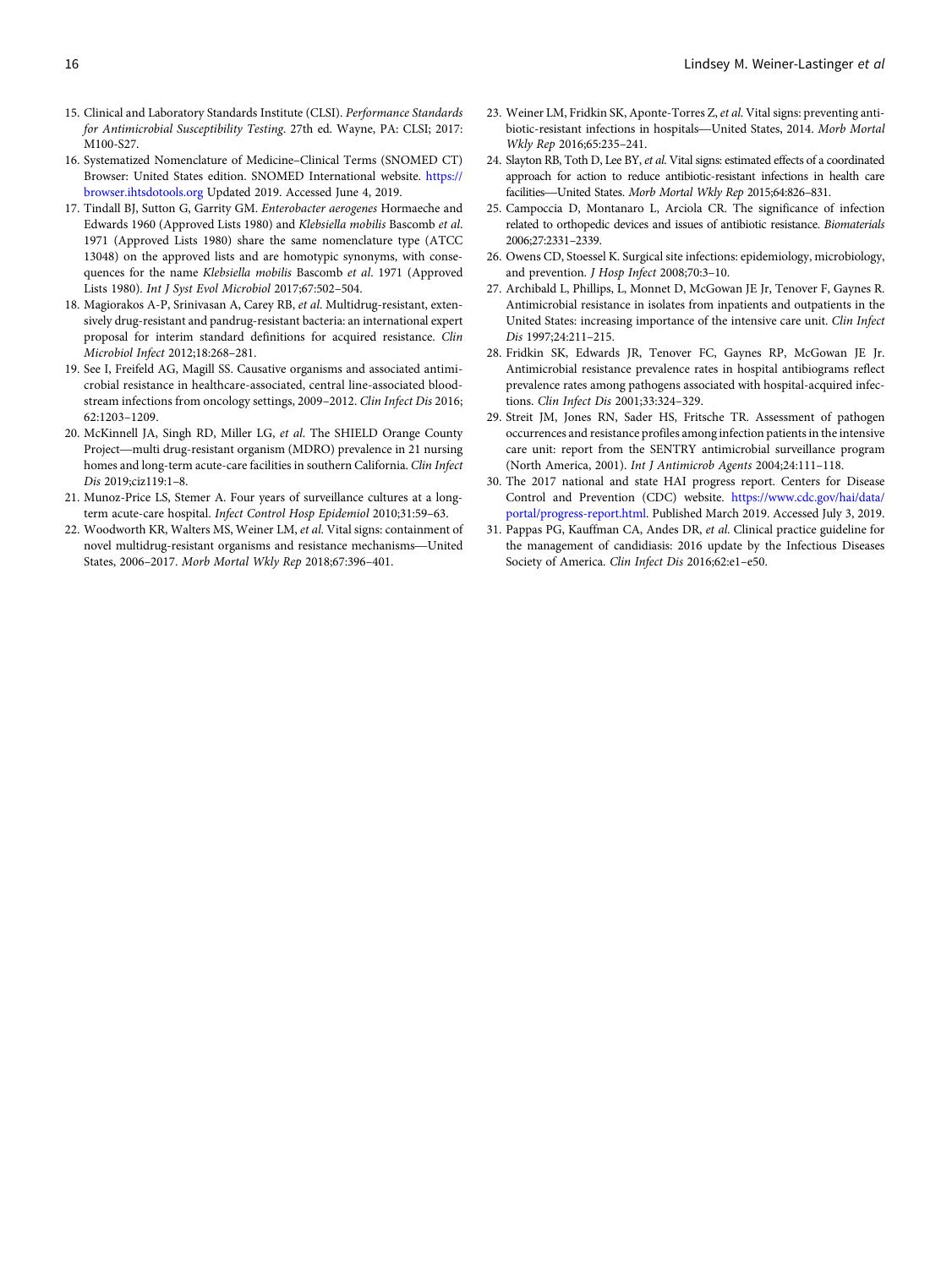15. Clinical and Laboratory Standards Institute (CLSI). *Performance Standards for Antimicrobial Susceptibility Testing*. 27th ed. Wayne, PA: CLSI; 2017: M100-S27.
16. Systematized Nomenclature of Medicine–Clinical Terms (SNOMED CT) Browser: United States edition. SNOMED International website. https://browser.ihtsdotools.org Updated 2019. Accessed June 4, 2019.
17. Tindall BJ, Sutton G, Garrity GM. *Enterobacter aerogenes* Hormaeche and Edwards 1960 (Approved Lists 1980) and *Klebsiella mobilis* Bascomb *et al*. 1971 (Approved Lists 1980) share the same nomenclature type (ATCC 13048) on the approved lists and are homotypic synonyms, with consequences for the name *Klebsiella mobilis* Bascomb *et al*. 1971 (Approved Lists 1980). *Int J Syst Evol Microbiol* 2017;67:502–504.
18. Magiorakos A-P, Srinivasan A, Carey RB, *et al*. Multidrug-resistant, extensively drug-resistant and pandrug-resistant bacteria: an international expert proposal for interim standard definitions for acquired resistance. *Clin Microbiol Infect* 2012;18:268–281.
19. See I, Freifeld AG, Magill SS. Causative organisms and associated antimicrobial resistance in healthcare-associated, central line-associated bloodstream infections from oncology settings, 2009–2012. *Clin Infect Dis* 2016; 62:1203–1209.
20. McKinnell JA, Singh RD, Miller LG, *et al*. The SHIELD Orange County Project—multi drug-resistant organism (MDRO) prevalence in 21 nursing homes and long-term acute-care facilities in southern California. *Clin Infect Dis* 2019;ciz119:1–8.
21. Munoz-Price LS, Stemer A. Four years of surveillance cultures at a long-term acute-care hospital. *Infect Control Hosp Epidemiol* 2010;31:59–63.
22. Woodworth KR, Walters MS, Weiner LM, *et al*. Vital signs: containment of novel multidrug-resistant organisms and resistance mechanisms—United States, 2006–2017. *Morb Mortal Wkly Rep* 2018;67:396–401.
23. Weiner LM, Fridkin SK, Aponte-Torres Z, *et al*. Vital signs: preventing antibiotic-resistant infections in hospitals—United States, 2014. *Morb Mortal Wkly Rep* 2016;65:235–241.
24. Slayton RB, Toth D, Lee BY, *et al*. Vital signs: estimated effects of a coordinated approach for action to reduce antibiotic-resistant infections in health care facilities—United States. *Morb Mortal Wkly Rep* 2015;64:826–831.
25. Campoccia D, Montanaro L, Arciola CR. The significance of infection related to orthopedic devices and issues of antibiotic resistance. *Biomaterials* 2006;27:2331–2339.
26. Owens CD, Stoessel K. Surgical site infections: epidemiology, microbiology, and prevention. *J Hosp Infect* 2008;70:3–10.
27. Archibald L, Phillips, L, Monnet D, McGowan JE Jr, Tenover F, Gaynes R. Antimicrobial resistance in isolates from inpatients and outpatients in the United States: increasing importance of the intensive care unit. *Clin Infect Dis* 1997;24:211–215.
28. Fridkin SK, Edwards JR, Tenover FC, Gaynes RP, McGowan JE Jr. Antimicrobial resistance prevalence rates in hospital antibiograms reflect prevalence rates among pathogens associated with hospital-acquired infections. *Clin Infect Dis* 2001;33:324–329.
29. Streit JM, Jones RN, Sader HS, Fritsche TR. Assessment of pathogen occurrences and resistance profiles among infection patients in the intensive care unit: report from the SENTRY antimicrobial surveillance program (North America, 2001). *Int J Antimicrob Agents* 2004;24:111–118.
30. The 2017 national and state HAI progress report. Centers for Disease Control and Prevention (CDC) website. https://www.cdc.gov/hai/data/portal/progress-report.html. Published March 2019. Accessed July 3, 2019.
31. Pappas PG, Kauffman CA, Andes DR, *et al*. Clinical practice guideline for the management of candidiasis: 2016 update by the Infectious Diseases Society of America. *Clin Infect Dis* 2016;62:e1–e50.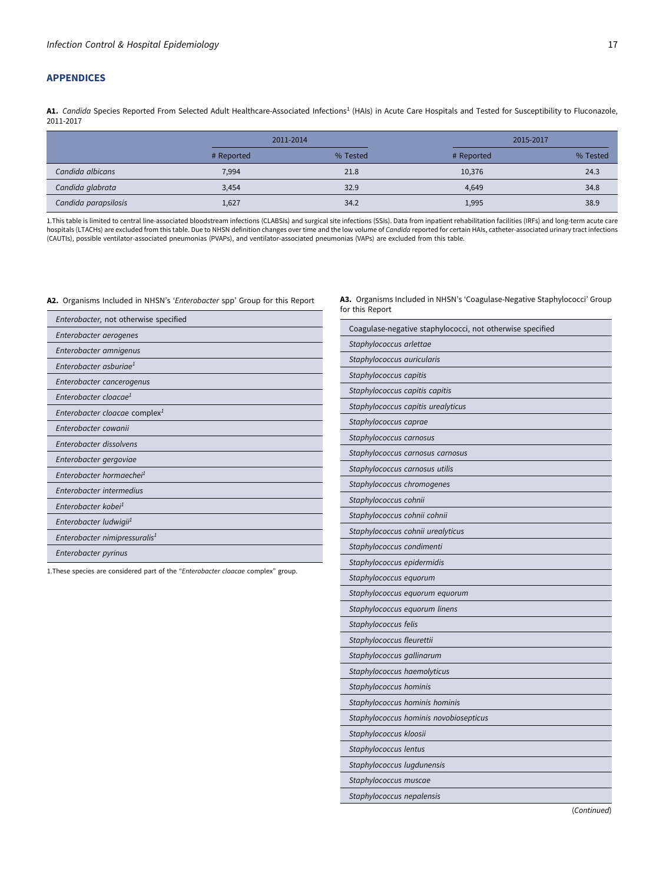## APPENDICES

**A1.** *Candida* Species Reported From Selected Adult Healthcare-Associated Infections[1] (HAIs) in Acute Care Hospitals and Tested for Susceptibility to Fluconazole, 2011-2017

| | 2011-2014 | | 2015-2017 | |
|---|---|---|---|---|
| | # Reported | % Tested | # Reported | % Tested |
| *Candida albicans* | 7,994 | 21.8 | 10,376 | 24.3 |
| *Candida glabrata* | 3,454 | 32.9 | 4,649 | 34.8 |
| *Candida parapsilosis* | 1,627 | 34.2 | 1,995 | 38.9 |

1.This table is limited to central line-associated bloodstream infections (CLABSIs) and surgical site infections (SSIs). Data from inpatient rehabilitation facilities (IRFs) and long-term acute care hospitals (LTACHs) are excluded from this table. Due to NHSN definition changes over time and the low volume of *Candida* reported for certain HAIs, catheter-associated urinary tract infections (CAUTIs), possible ventilator-associated pneumonias (PVAPs), and ventilator-associated pneumonias (VAPs) are excluded from this table.

**A2.** Organisms Included in NHSN's '*Enterobacter* spp' Group for this Report

| |
|---|
| *Enterobacter*, not otherwise specified |
| *Enterobacter aerogenes* |
| *Enterobacter amnigenus* |
| *Enterobacter asburiae*[1] |
| *Enterobacter cancerogenus* |
| *Enterobacter cloacae*[1] |
| *Enterobacter cloacae* complex[1] |
| *Enterobacter cowanii* |
| *Enterobacter dissolvens* |
| *Enterobacter gergoviae* |
| *Enterobacter hormaechei*[1] |
| *Enterobacter intermedius* |
| *Enterobacter kobei*[1] |
| *Enterobacter ludwigii*[1] |
| *Enterobacter nimipressuralis*[1] |
| *Enterobacter pyrinus* |

1.These species are considered part of the "*Enterobacter cloacae* complex" group.

**A3.** Organisms Included in NHSN's 'Coagulase-Negative Staphylococci' Group for this Report

| |
|---|
| Coagulase-negative staphylococci, not otherwise specified |
| *Staphylococcus arlettae* |
| *Staphylococcus auricularis* |
| *Staphylococcus capitis* |
| *Staphylococcus capitis capitis* |
| *Staphylococcus capitis urealyticus* |
| *Staphylococcus caprae* |
| *Staphylococcus carnosus* |
| *Staphylococcus carnosus carnosus* |
| *Staphylococcus carnosus utilis* |
| *Staphylococcus chromogenes* |
| *Staphylococcus cohnii* |
| *Staphylococcus cohnii cohnii* |
| *Staphylococcus cohnii urealyticus* |
| *Staphylococcus condimenti* |
| *Staphylococcus epidermidis* |
| *Staphylococcus equorum* |
| *Staphylococcus equorum equorum* |
| *Staphylococcus equorum linens* |
| *Staphylococcus felis* |
| *Staphylococcus fleurettii* |
| *Staphylococcus gallinarum* |
| *Staphylococcus haemolyticus* |
| *Staphylococcus hominis* |
| *Staphylococcus hominis hominis* |
| *Staphylococcus hominis novobiosepticus* |
| *Staphylococcus kloosii* |
| *Staphylococcus lentus* |
| *Staphylococcus lugdunensis* |
| *Staphylococcus muscae* |
| *Staphylococcus nepalensis* |

(*Continued*)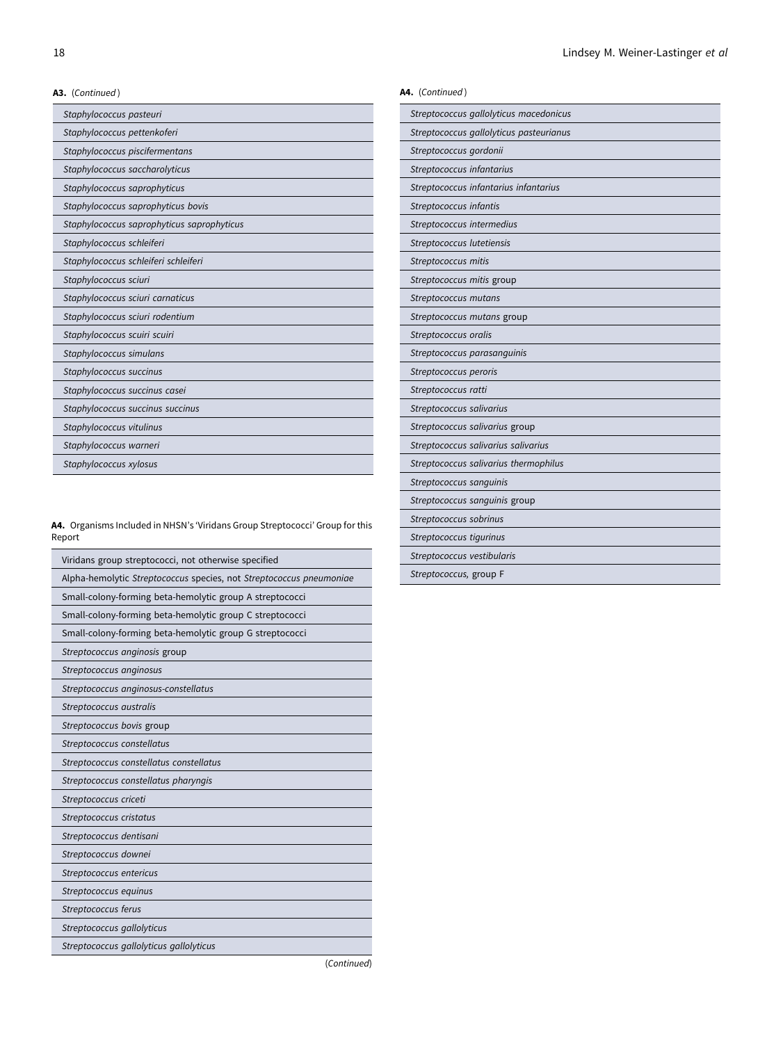**A3.** (*Continued*)

| |
|---|
| *Staphylococcus pasteuri* |
| *Staphylococcus pettenkoferi* |
| *Staphylococcus piscifermentans* |
| *Staphylococcus saccharolyticus* |
| *Staphylococcus saprophyticus* |
| *Staphylococcus saprophyticus bovis* |
| *Staphylococcus saprophyticus saprophyticus* |
| *Staphylococcus schleiferi* |
| *Staphylococcus schleiferi schleiferi* |
| *Staphylococcus sciuri* |
| *Staphylococcus sciuri carnaticus* |
| *Staphylococcus sciuri rodentium* |
| *Staphylococcus scuiri scuiri* |
| *Staphylococcus simulans* |
| *Staphylococcus succinus* |
| *Staphylococcus succinus casei* |
| *Staphylococcus succinus succinus* |
| *Staphylococcus vitulinus* |
| *Staphylococcus warneri* |
| *Staphylococcus xylosus* |

**A4.** Organisms Included in NHSN's 'Viridans Group Streptococci' Group for this Report

| |
|---|
| Viridans group streptococci, not otherwise specified |
| Alpha-hemolytic *Streptococcus* species, not *Streptococcus pneumoniae* |
| Small-colony-forming beta-hemolytic group A streptococci |
| Small-colony-forming beta-hemolytic group C streptococci |
| Small-colony-forming beta-hemolytic group G streptococci |
| *Streptococcus anginosis* group |
| *Streptococcus anginosus* |
| *Streptococcus anginosus-constellatus* |
| *Streptococcus australis* |
| *Streptococcus bovis* group |
| *Streptococcus constellatus* |
| *Streptococcus constellatus constellatus* |
| *Streptococcus constellatus pharyngis* |
| *Streptococcus criceti* |
| *Streptococcus cristatus* |
| *Streptococcus dentisani* |
| *Streptococcus downei* |
| *Streptococcus entericus* |
| *Streptococcus equinus* |
| *Streptococcus ferus* |
| *Streptococcus gallolyticus* |
| *Streptococcus gallolyticus gallolyticus* |
| *Streptococcus gallolyticus macedonicus* |
| *Streptococcus gallolyticus pasteurianus* |
| *Streptococcus gordonii* |
| *Streptococcus infantarius* |
| *Streptococcus infantarius infantarius* |
| *Streptococcus infantis* |
| *Streptococcus intermedius* |
| *Streptococcus lutetiensis* |
| *Streptococcus mitis* |
| *Streptococcus mitis* group |
| *Streptococcus mutans* |
| *Streptococcus mutans* group |
| *Streptococcus oralis* |
| *Streptococcus parasanguinis* |
| *Streptococcus peroris* |
| *Streptococcus ratti* |
| *Streptococcus salivarius* |
| *Streptococcus salivarius* group |
| *Streptococcus salivarius salivarius* |
| *Streptococcus salivarius thermophilus* |
| *Streptococcus sanguinis* |
| *Streptococcus sanguinis* group |
| *Streptococcus sobrinus* |
| *Streptococcus tigurinus* |
| *Streptococcus vestibularis* |
| *Streptococcus,* group F |